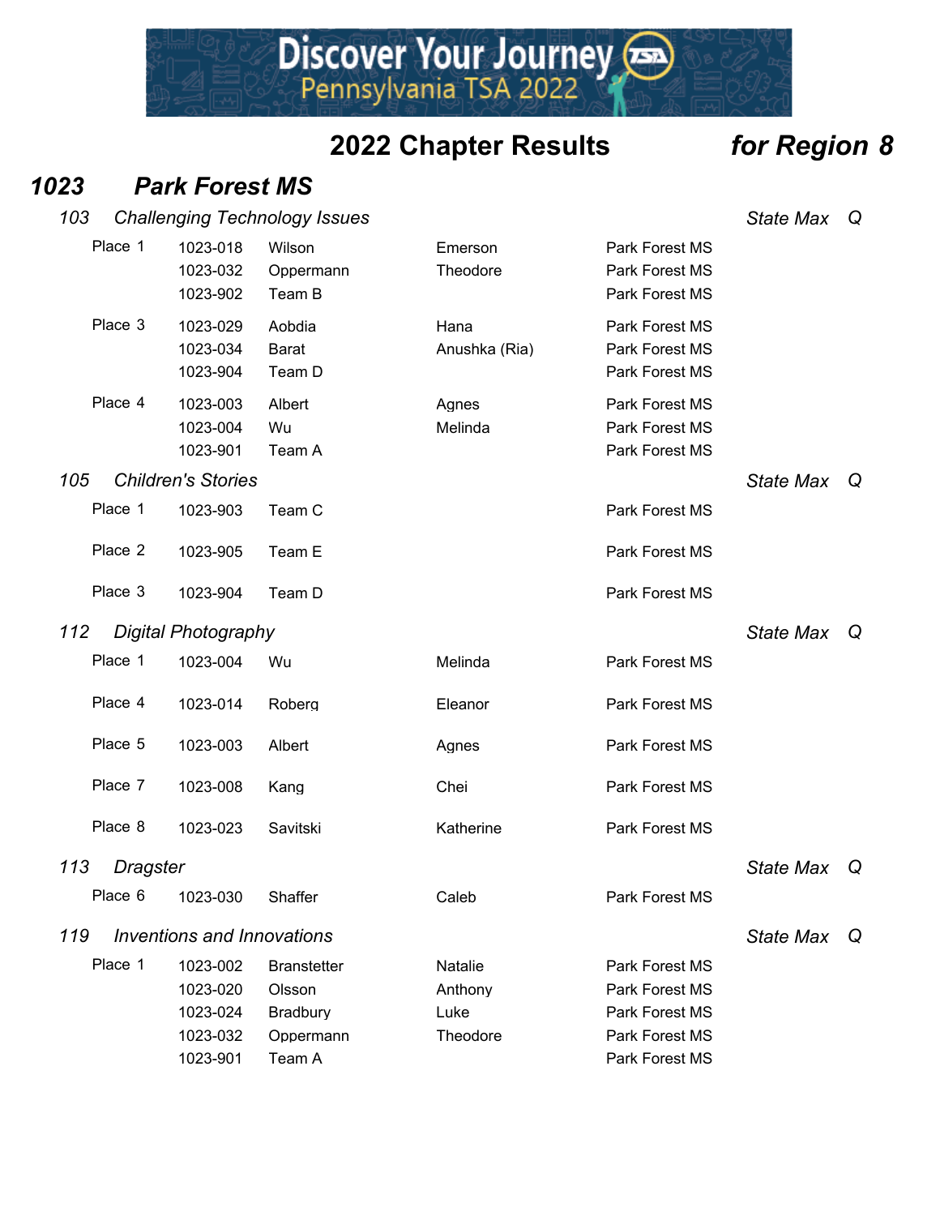Discover Your Journey
Pennsylvania TSA 2022

# 2022 Chapter Results *for Region 8*

## *1023 Park Forest MS*

### *103 Challenging Technology Issues* — *State Max Q*

| Place | ID | Last Name | First Name | School |
|---|---|---|---|---|
| Place 1 | 1023-018 | Wilson | Emerson | Park Forest MS |
| | 1023-032 | Oppermann | Theodore | Park Forest MS |
| | 1023-902 | Team B | | Park Forest MS |
| Place 3 | 1023-029 | Aobdia | Hana | Park Forest MS |
| | 1023-034 | Barat | Anushka (Ria) | Park Forest MS |
| | 1023-904 | Team D | | Park Forest MS |
| Place 4 | 1023-003 | Albert | Agnes | Park Forest MS |
| | 1023-004 | Wu | Melinda | Park Forest MS |
| | 1023-901 | Team A | | Park Forest MS |

### *105 Children's Stories* — *State Max Q*

| Place | ID | Last Name | First Name | School |
|---|---|---|---|---|
| Place 1 | 1023-903 | Team C | | Park Forest MS |
| Place 2 | 1023-905 | Team E | | Park Forest MS |
| Place 3 | 1023-904 | Team D | | Park Forest MS |

### *112 Digital Photography* — *State Max Q*

| Place | ID | Last Name | First Name | School |
|---|---|---|---|---|
| Place 1 | 1023-004 | Wu | Melinda | Park Forest MS |
| Place 4 | 1023-014 | Roberg | Eleanor | Park Forest MS |
| Place 5 | 1023-003 | Albert | Agnes | Park Forest MS |
| Place 7 | 1023-008 | Kang | Chei | Park Forest MS |
| Place 8 | 1023-023 | Savitski | Katherine | Park Forest MS |

### *113 Dragster* — *State Max Q*

| Place | ID | Last Name | First Name | School |
|---|---|---|---|---|
| Place 6 | 1023-030 | Shaffer | Caleb | Park Forest MS |

### *119 Inventions and Innovations* — *State Max Q*

| Place | ID | Last Name | First Name | School |
|---|---|---|---|---|
| Place 1 | 1023-002 | Branstetter | Natalie | Park Forest MS |
| | 1023-020 | Olsson | Anthony | Park Forest MS |
| | 1023-024 | Bradbury | Luke | Park Forest MS |
| | 1023-032 | Oppermann | Theodore | Park Forest MS |
| | 1023-901 | Team A | | Park Forest MS |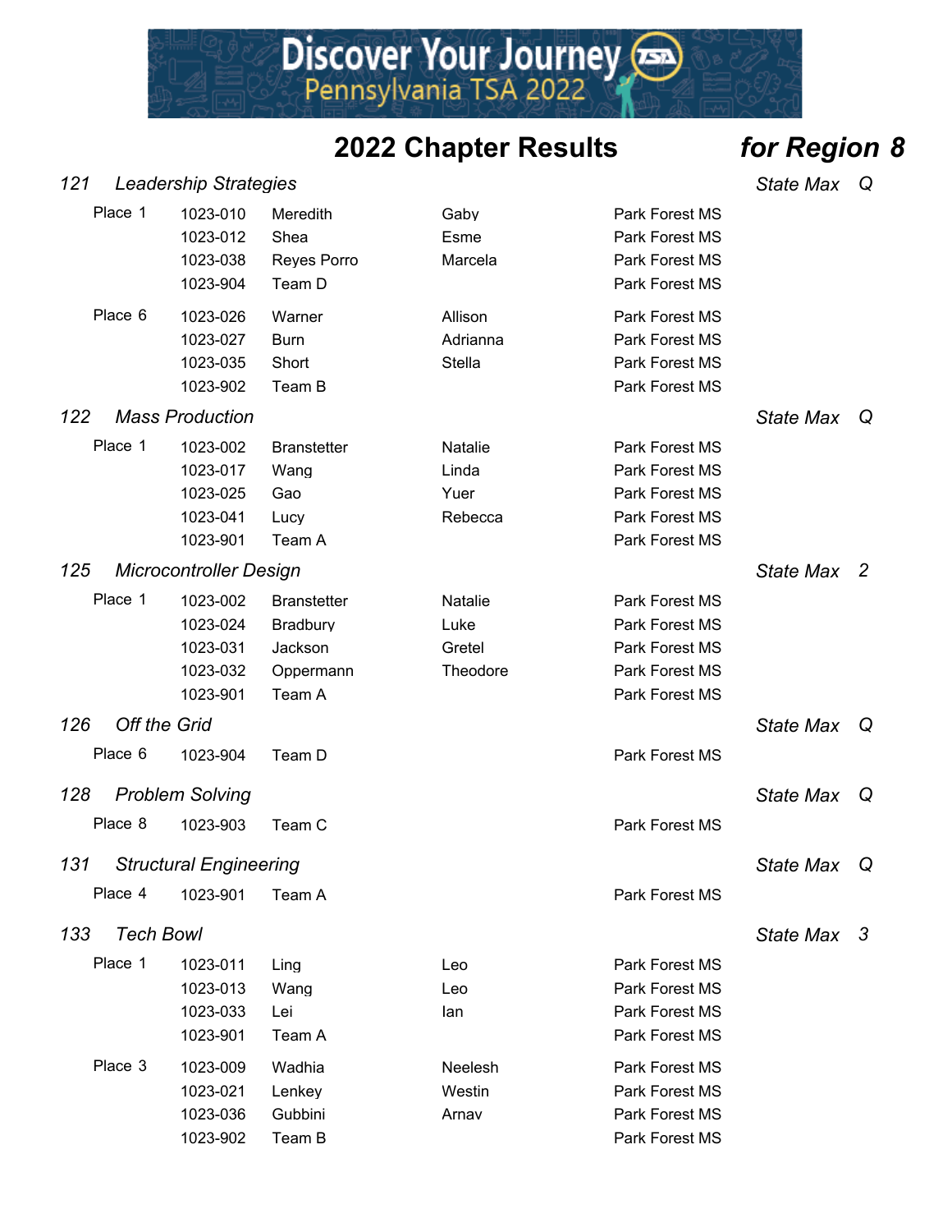Discover Your Journey
Pennsylvania TSA 2022

# 2022 Chapter Results *for Region 8*

### *121 Leadership Strategies* — *State Max Q*

| Place | ID | Last Name | First Name | School |
|---|---|---|---|---|
| Place 1 | 1023-010 | Meredith | Gaby | Park Forest MS |
| | 1023-012 | Shea | Esme | Park Forest MS |
| | 1023-038 | Reyes Porro | Marcela | Park Forest MS |
| | 1023-904 | Team D | | Park Forest MS |
| Place 6 | 1023-026 | Warner | Allison | Park Forest MS |
| | 1023-027 | Burn | Adrianna | Park Forest MS |
| | 1023-035 | Short | Stella | Park Forest MS |
| | 1023-902 | Team B | | Park Forest MS |

### *122 Mass Production* — *State Max Q*

| Place | ID | Last Name | First Name | School |
|---|---|---|---|---|
| Place 1 | 1023-002 | Branstetter | Natalie | Park Forest MS |
| | 1023-017 | Wang | Linda | Park Forest MS |
| | 1023-025 | Gao | Yuer | Park Forest MS |
| | 1023-041 | Lucy | Rebecca | Park Forest MS |
| | 1023-901 | Team A | | Park Forest MS |

### *125 Microcontroller Design* — *State Max 2*

| Place | ID | Last Name | First Name | School |
|---|---|---|---|---|
| Place 1 | 1023-002 | Branstetter | Natalie | Park Forest MS |
| | 1023-024 | Bradbury | Luke | Park Forest MS |
| | 1023-031 | Jackson | Gretel | Park Forest MS |
| | 1023-032 | Oppermann | Theodore | Park Forest MS |
| | 1023-901 | Team A | | Park Forest MS |

### *126 Off the Grid* — *State Max Q*

| Place | ID | Last Name | First Name | School |
|---|---|---|---|---|
| Place 6 | 1023-904 | Team D | | Park Forest MS |

### *128 Problem Solving* — *State Max Q*

| Place | ID | Last Name | First Name | School |
|---|---|---|---|---|
| Place 8 | 1023-903 | Team C | | Park Forest MS |

### *131 Structural Engineering* — *State Max Q*

| Place | ID | Last Name | First Name | School |
|---|---|---|---|---|
| Place 4 | 1023-901 | Team A | | Park Forest MS |

### *133 Tech Bowl* — *State Max 3*

| Place | ID | Last Name | First Name | School |
|---|---|---|---|---|
| Place 1 | 1023-011 | Ling | Leo | Park Forest MS |
| | 1023-013 | Wang | Leo | Park Forest MS |
| | 1023-033 | Lei | Ian | Park Forest MS |
| | 1023-901 | Team A | | Park Forest MS |
| Place 3 | 1023-009 | Wadhia | Neelesh | Park Forest MS |
| | 1023-021 | Lenkey | Westin | Park Forest MS |
| | 1023-036 | Gubbini | Arnav | Park Forest MS |
| | 1023-902 | Team B | | Park Forest MS |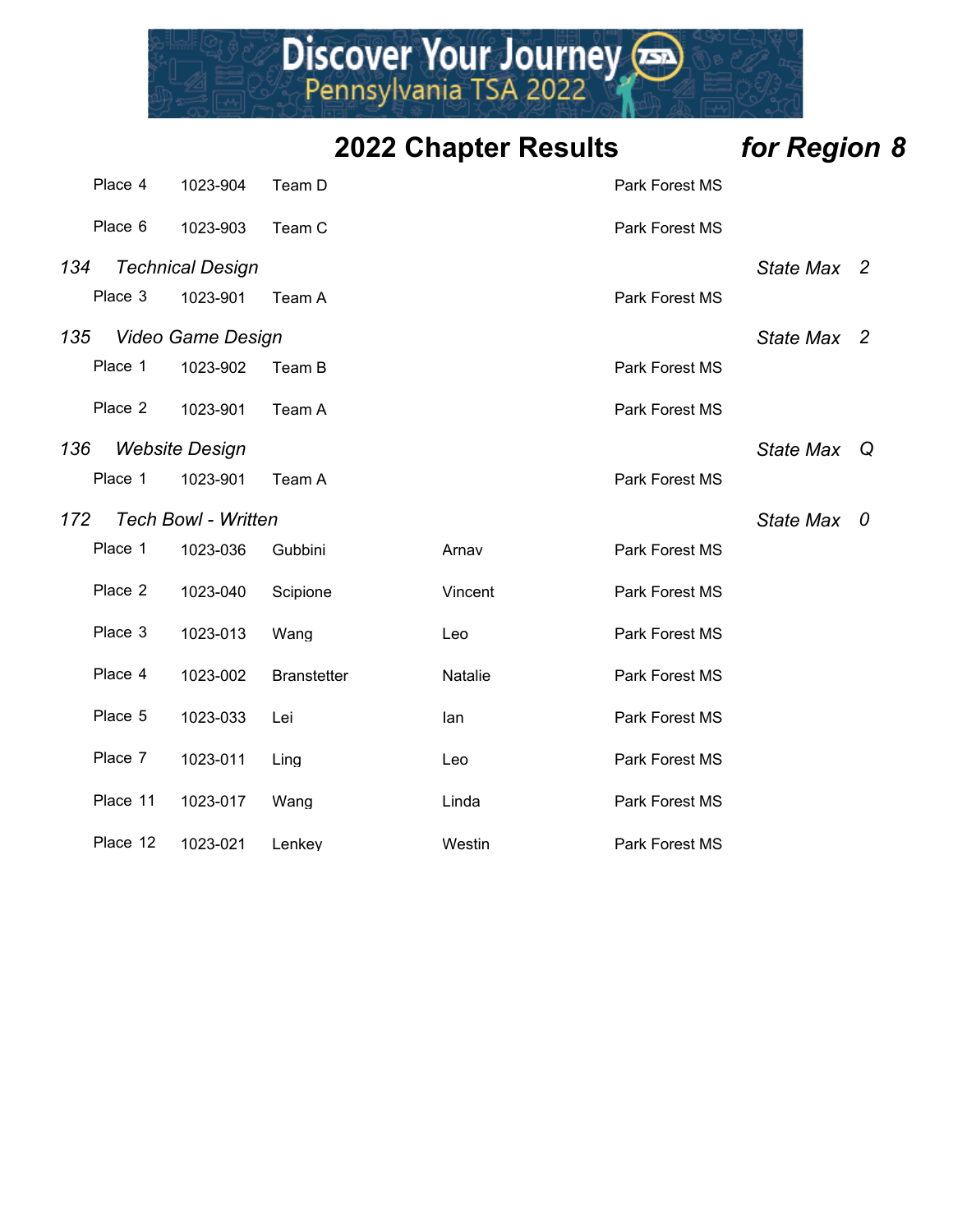## 2022 Chapter Results *for Region 8*

| | | | | |
|---|---|---|---|---|
| Place 4 | 1023-904 | Team D | | Park Forest MS |
| Place 6 | 1023-903 | Team C | | Park Forest MS |

### *134 Technical Design* — *State Max 2*

| | | | | |
|---|---|---|---|---|
| Place 3 | 1023-901 | Team A | | Park Forest MS |

### *135 Video Game Design* — *State Max 2*

| | | | | |
|---|---|---|---|---|
| Place 1 | 1023-902 | Team B | | Park Forest MS |
| Place 2 | 1023-901 | Team A | | Park Forest MS |

### *136 Website Design* — *State Max Q*

| | | | | |
|---|---|---|---|---|
| Place 1 | 1023-901 | Team A | | Park Forest MS |

### *172 Tech Bowl - Written* — *State Max 0*

| | | | | |
|---|---|---|---|---|
| Place 1 | 1023-036 | Gubbini | Arnav | Park Forest MS |
| Place 2 | 1023-040 | Scipione | Vincent | Park Forest MS |
| Place 3 | 1023-013 | Wang | Leo | Park Forest MS |
| Place 4 | 1023-002 | Branstetter | Natalie | Park Forest MS |
| Place 5 | 1023-033 | Lei | Ian | Park Forest MS |
| Place 7 | 1023-011 | Ling | Leo | Park Forest MS |
| Place 11 | 1023-017 | Wang | Linda | Park Forest MS |
| Place 12 | 1023-021 | Lenkey | Westin | Park Forest MS |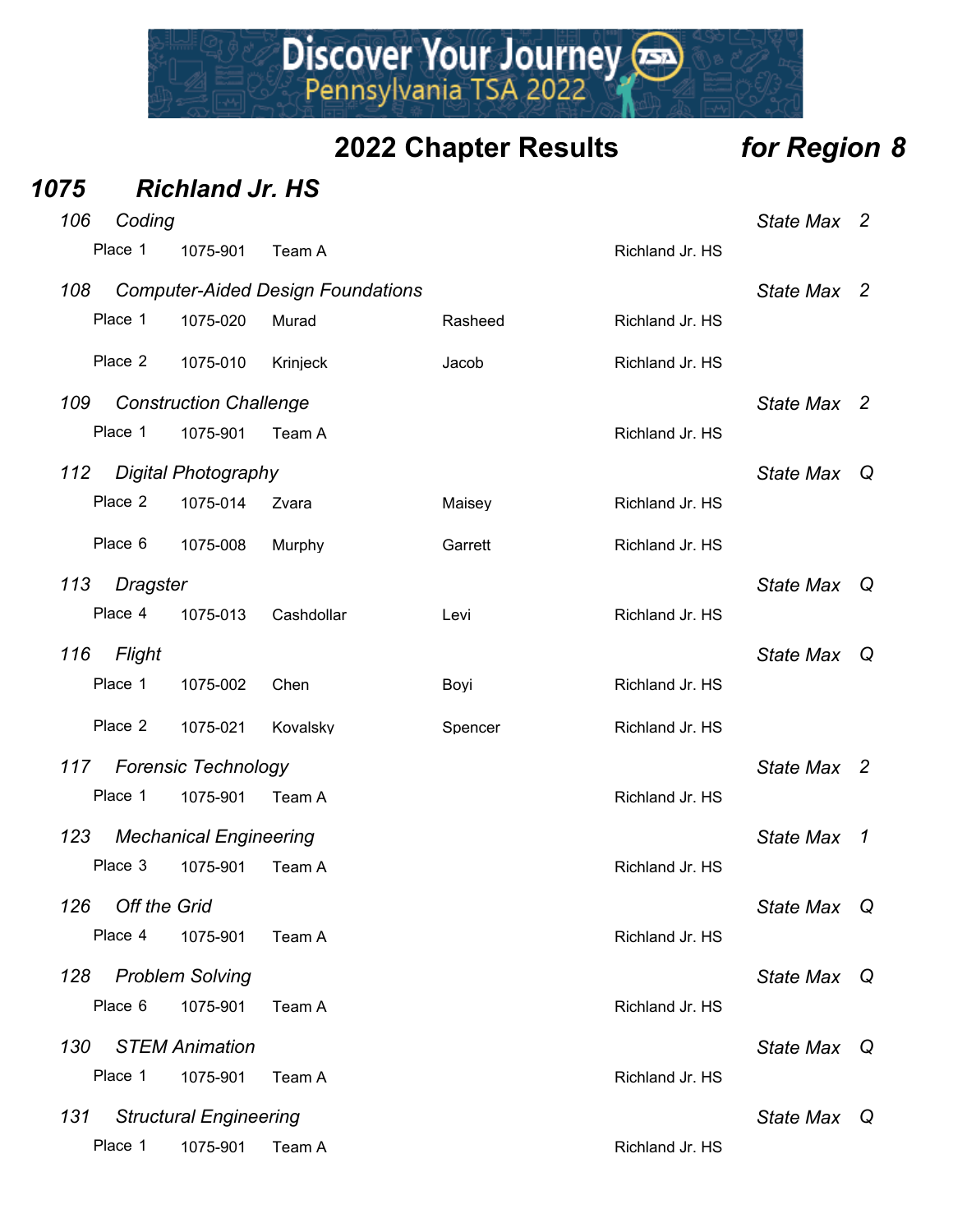## 2022 Chapter Results *for Region 8*

### *1075 Richland Jr. HS*

**106 Coding** — *State Max 2*

| Place | ID | Name | First | School |
|---|---|---|---|---|
| Place 1 | 1075-901 | Team A | | Richland Jr. HS |

**108 Computer-Aided Design Foundations** — *State Max 2*

| Place | ID | Name | First | School |
|---|---|---|---|---|
| Place 1 | 1075-020 | Murad | Rasheed | Richland Jr. HS |
| Place 2 | 1075-010 | Krinjeck | Jacob | Richland Jr. HS |

**109 Construction Challenge** — *State Max 2*

| Place | ID | Name | First | School |
|---|---|---|---|---|
| Place 1 | 1075-901 | Team A | | Richland Jr. HS |

**112 Digital Photography** — *State Max Q*

| Place | ID | Name | First | School |
|---|---|---|---|---|
| Place 2 | 1075-014 | Zvara | Maisey | Richland Jr. HS |
| Place 6 | 1075-008 | Murphy | Garrett | Richland Jr. HS |

**113 Dragster** — *State Max Q*

| Place | ID | Name | First | School |
|---|---|---|---|---|
| Place 4 | 1075-013 | Cashdollar | Levi | Richland Jr. HS |

**116 Flight** — *State Max Q*

| Place | ID | Name | First | School |
|---|---|---|---|---|
| Place 1 | 1075-002 | Chen | Boyi | Richland Jr. HS |
| Place 2 | 1075-021 | Kovalsky | Spencer | Richland Jr. HS |

**117 Forensic Technology** — *State Max 2*

| Place | ID | Name | First | School |
|---|---|---|---|---|
| Place 1 | 1075-901 | Team A | | Richland Jr. HS |

**123 Mechanical Engineering** — *State Max 1*

| Place | ID | Name | First | School |
|---|---|---|---|---|
| Place 3 | 1075-901 | Team A | | Richland Jr. HS |

**126 Off the Grid** — *State Max Q*

| Place | ID | Name | First | School |
|---|---|---|---|---|
| Place 4 | 1075-901 | Team A | | Richland Jr. HS |

**128 Problem Solving** — *State Max Q*

| Place | ID | Name | First | School |
|---|---|---|---|---|
| Place 6 | 1075-901 | Team A | | Richland Jr. HS |

**130 STEM Animation** — *State Max Q*

| Place | ID | Name | First | School |
|---|---|---|---|---|
| Place 1 | 1075-901 | Team A | | Richland Jr. HS |

**131 Structural Engineering** — *State Max Q*

| Place | ID | Name | First | School |
|---|---|---|---|---|
| Place 1 | 1075-901 | Team A | | Richland Jr. HS |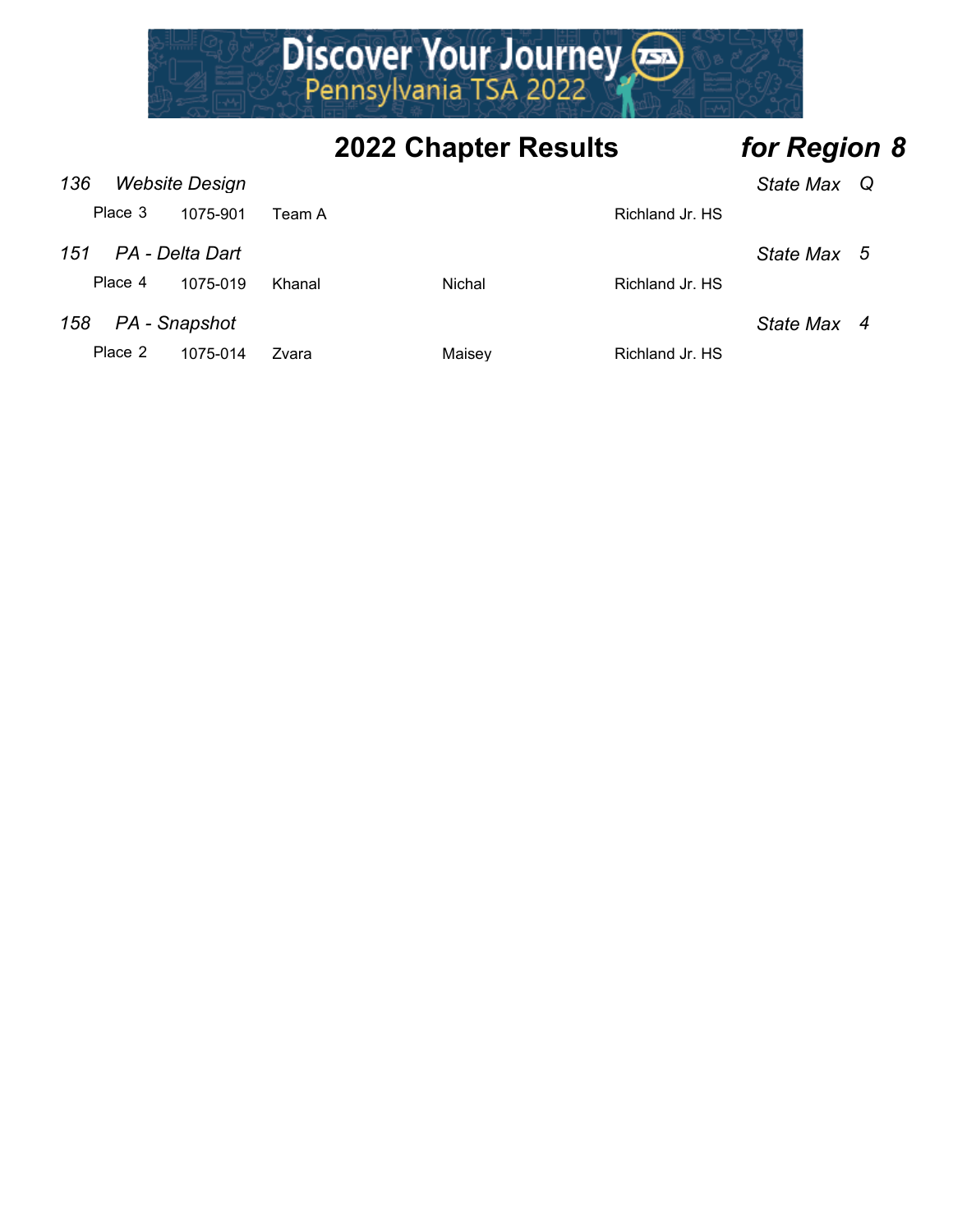## 2022 Chapter Results *for Region 8*

*136 Website Design* *State Max Q*

| Place | ID | Last Name | First Name | School |
|---|---|---|---|---|
| Place 3 | 1075-901 | Team A | | Richland Jr. HS |

*151 PA - Delta Dart* *State Max 5*

| Place | ID | Last Name | First Name | School |
|---|---|---|---|---|
| Place 4 | 1075-019 | Khanal | Nichal | Richland Jr. HS |

*158 PA - Snapshot* *State Max 4*

| Place | ID | Last Name | First Name | School |
|---|---|---|---|---|
| Place 2 | 1075-014 | Zvara | Maisey | Richland Jr. HS |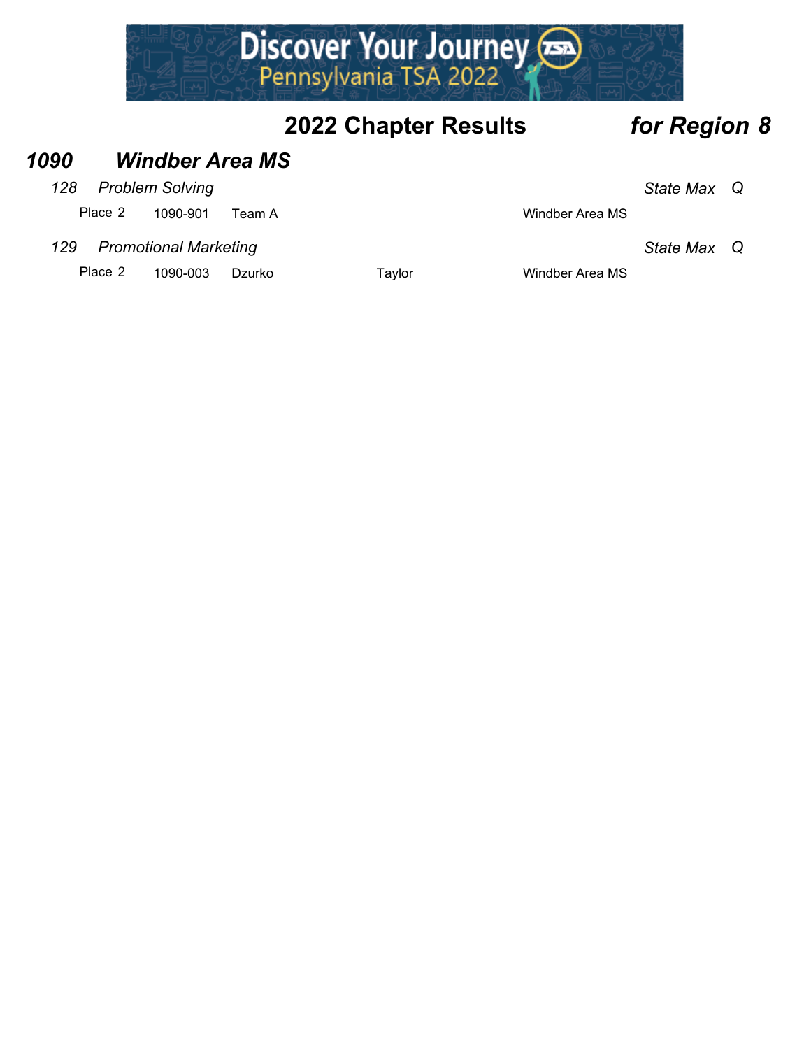## 2022 Chapter Results *for Region 8*

### *1090 Windber Area MS*

*128 Problem Solving* — *State Max Q*

| Place | ID | Name | | School |
|---|---|---|---|---|
| Place 2 | 1090-901 | Team A | | Windber Area MS |

*129 Promotional Marketing* — *State Max Q*

| Place | ID | Last Name | First Name | School |
|---|---|---|---|---|
| Place 2 | 1090-003 | Dzurko | Taylor | Windber Area MS |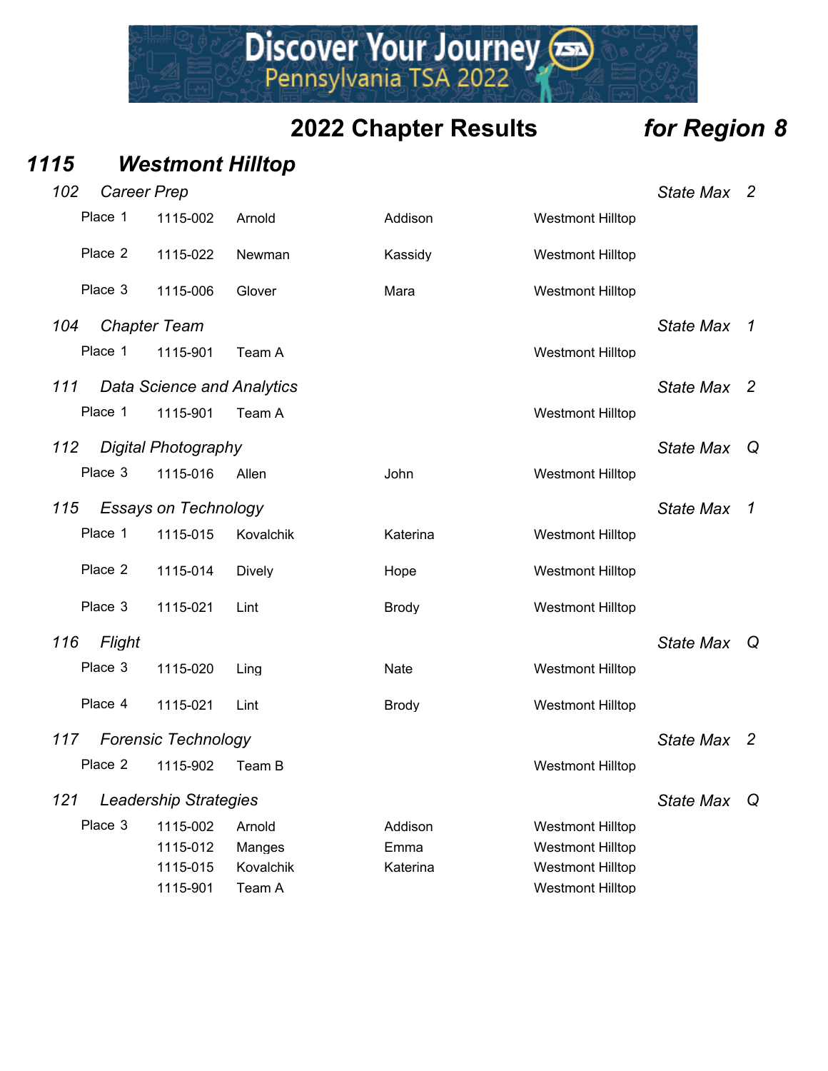## 2022 Chapter Results *for Region 8*

### *1115 Westmont Hilltop*

#### *102 Career Prep* — *State Max 2*

| Place | ID | Last Name | First Name | School |
|---|---|---|---|---|
| Place 1 | 1115-002 | Arnold | Addison | Westmont Hilltop |
| Place 2 | 1115-022 | Newman | Kassidy | Westmont Hilltop |
| Place 3 | 1115-006 | Glover | Mara | Westmont Hilltop |

#### *104 Chapter Team* — *State Max 1*

| Place | ID | Last Name | First Name | School |
|---|---|---|---|---|
| Place 1 | 1115-901 | Team A | | Westmont Hilltop |

#### *111 Data Science and Analytics* — *State Max 2*

| Place | ID | Last Name | First Name | School |
|---|---|---|---|---|
| Place 1 | 1115-901 | Team A | | Westmont Hilltop |

#### *112 Digital Photography* — *State Max Q*

| Place | ID | Last Name | First Name | School |
|---|---|---|---|---|
| Place 3 | 1115-016 | Allen | John | Westmont Hilltop |

#### *115 Essays on Technology* — *State Max 1*

| Place | ID | Last Name | First Name | School |
|---|---|---|---|---|
| Place 1 | 1115-015 | Kovalchik | Katerina | Westmont Hilltop |
| Place 2 | 1115-014 | Dively | Hope | Westmont Hilltop |
| Place 3 | 1115-021 | Lint | Brody | Westmont Hilltop |

#### *116 Flight* — *State Max Q*

| Place | ID | Last Name | First Name | School |
|---|---|---|---|---|
| Place 3 | 1115-020 | Ling | Nate | Westmont Hilltop |
| Place 4 | 1115-021 | Lint | Brody | Westmont Hilltop |

#### *117 Forensic Technology* — *State Max 2*

| Place | ID | Last Name | First Name | School |
|---|---|---|---|---|
| Place 2 | 1115-902 | Team B | | Westmont Hilltop |

#### *121 Leadership Strategies* — *State Max Q*

| Place | ID | Last Name | First Name | School |
|---|---|---|---|---|
| Place 3 | 1115-002 | Arnold | Addison | Westmont Hilltop |
| | 1115-012 | Manges | Emma | Westmont Hilltop |
| | 1115-015 | Kovalchik | Katerina | Westmont Hilltop |
| | 1115-901 | Team A | | Westmont Hilltop |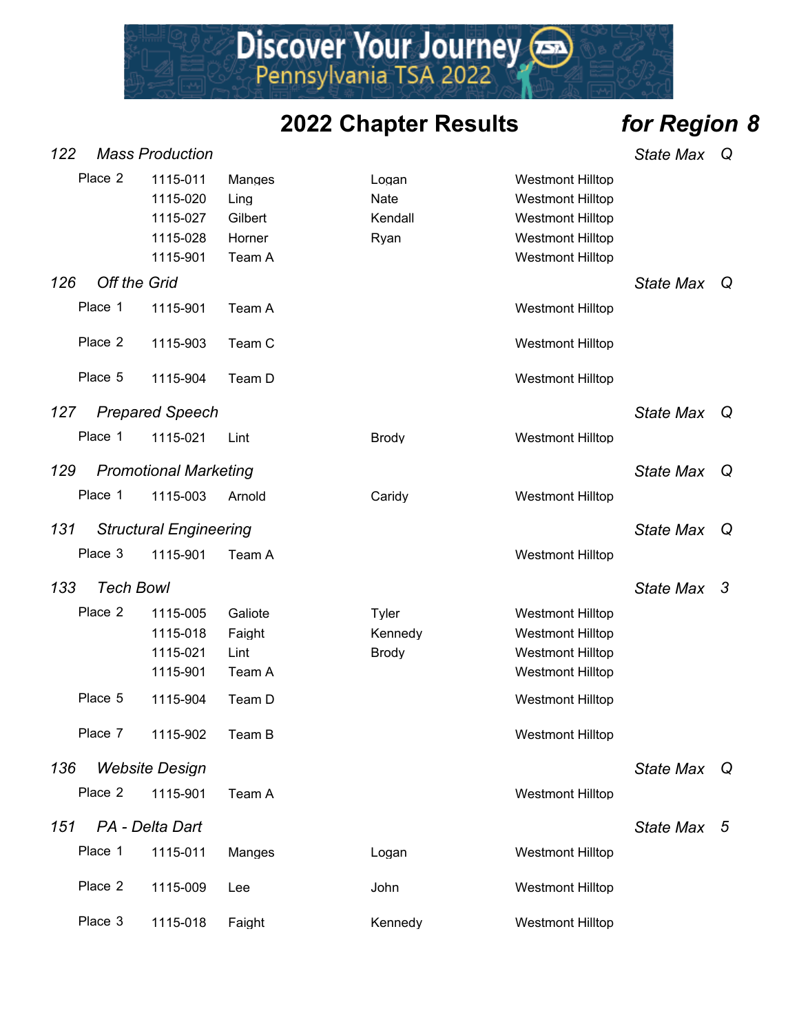## 2022 Chapter Results *for Region 8*

### *122 Mass Production* — *State Max Q*

| Place | ID | Last Name | First Name | School |
|---|---|---|---|---|
| Place 2 | 1115-011 | Manges | Logan | Westmont Hilltop |
| | 1115-020 | Ling | Nate | Westmont Hilltop |
| | 1115-027 | Gilbert | Kendall | Westmont Hilltop |
| | 1115-028 | Horner | Ryan | Westmont Hilltop |
| | 1115-901 | Team A | | Westmont Hilltop |

### *126 Off the Grid* — *State Max Q*

| Place | ID | Last Name | First Name | School |
|---|---|---|---|---|
| Place 1 | 1115-901 | Team A | | Westmont Hilltop |
| Place 2 | 1115-903 | Team C | | Westmont Hilltop |
| Place 5 | 1115-904 | Team D | | Westmont Hilltop |

### *127 Prepared Speech* — *State Max Q*

| Place | ID | Last Name | First Name | School |
|---|---|---|---|---|
| Place 1 | 1115-021 | Lint | Brody | Westmont Hilltop |

### *129 Promotional Marketing* — *State Max Q*

| Place | ID | Last Name | First Name | School |
|---|---|---|---|---|
| Place 1 | 1115-003 | Arnold | Caridy | Westmont Hilltop |

### *131 Structural Engineering* — *State Max Q*

| Place | ID | Last Name | First Name | School |
|---|---|---|---|---|
| Place 3 | 1115-901 | Team A | | Westmont Hilltop |

### *133 Tech Bowl* — *State Max 3*

| Place | ID | Last Name | First Name | School |
|---|---|---|---|---|
| Place 2 | 1115-005 | Galiote | Tyler | Westmont Hilltop |
| | 1115-018 | Faight | Kennedy | Westmont Hilltop |
| | 1115-021 | Lint | Brody | Westmont Hilltop |
| | 1115-901 | Team A | | Westmont Hilltop |
| Place 5 | 1115-904 | Team D | | Westmont Hilltop |
| Place 7 | 1115-902 | Team B | | Westmont Hilltop |

### *136 Website Design* — *State Max Q*

| Place | ID | Last Name | First Name | School |
|---|---|---|---|---|
| Place 2 | 1115-901 | Team A | | Westmont Hilltop |

### *151 PA - Delta Dart* — *State Max 5*

| Place | ID | Last Name | First Name | School |
|---|---|---|---|---|
| Place 1 | 1115-011 | Manges | Logan | Westmont Hilltop |
| Place 2 | 1115-009 | Lee | John | Westmont Hilltop |
| Place 3 | 1115-018 | Faight | Kennedy | Westmont Hilltop |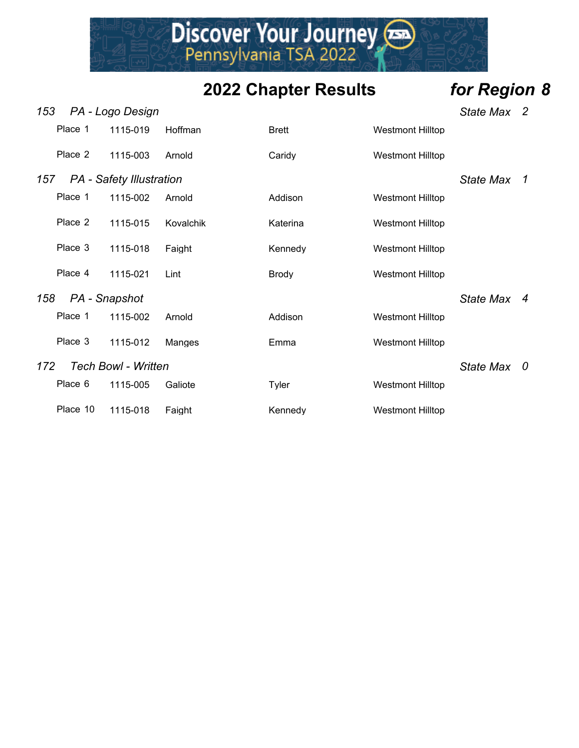# 2022 Chapter Results *for Region 8*

### *153 PA - Logo Design* — *State Max 2*

| Place | ID | Last Name | First Name | School |
|---|---|---|---|---|
| Place 1 | 1115-019 | Hoffman | Brett | Westmont Hilltop |
| Place 2 | 1115-003 | Arnold | Caridy | Westmont Hilltop |

### *157 PA - Safety Illustration* — *State Max 1*

| Place | ID | Last Name | First Name | School |
|---|---|---|---|---|
| Place 1 | 1115-002 | Arnold | Addison | Westmont Hilltop |
| Place 2 | 1115-015 | Kovalchik | Katerina | Westmont Hilltop |
| Place 3 | 1115-018 | Faight | Kennedy | Westmont Hilltop |
| Place 4 | 1115-021 | Lint | Brody | Westmont Hilltop |

### *158 PA - Snapshot* — *State Max 4*

| Place | ID | Last Name | First Name | School |
|---|---|---|---|---|
| Place 1 | 1115-002 | Arnold | Addison | Westmont Hilltop |
| Place 3 | 1115-012 | Manges | Emma | Westmont Hilltop |

### *172 Tech Bowl - Written* — *State Max 0*

| Place | ID | Last Name | First Name | School |
|---|---|---|---|---|
| Place 6 | 1115-005 | Galiote | Tyler | Westmont Hilltop |
| Place 10 | 1115-018 | Faight | Kennedy | Westmont Hilltop |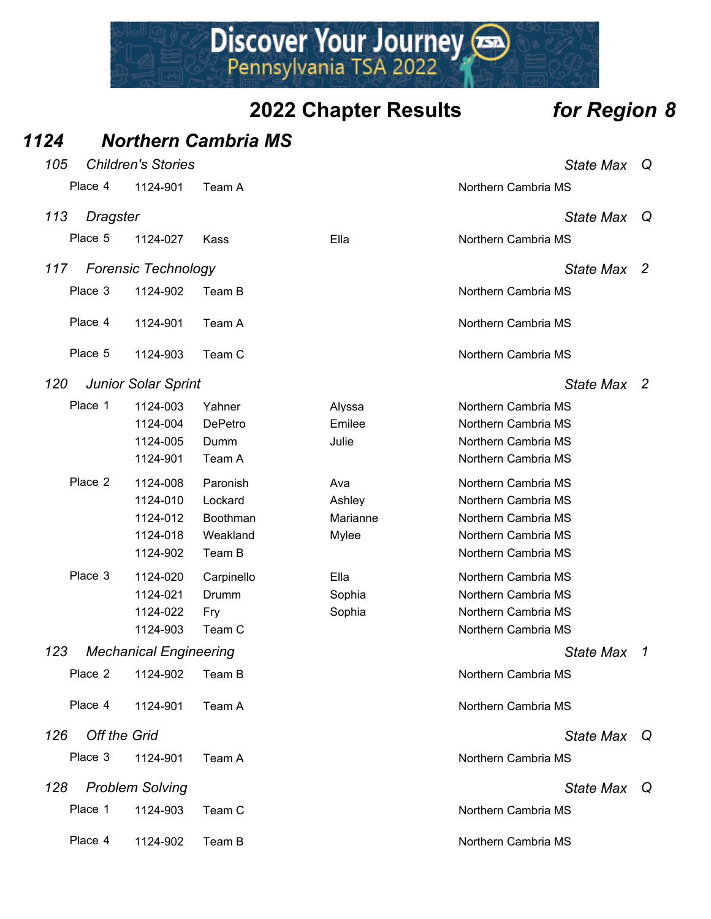# 2022 Chapter Results *for Region 8*

## *1124 Northern Cambria MS*

### *105 Children's Stories* — *State Max Q*

| Place | ID | Last Name | First Name | School |
|---|---|---|---|---|
| Place 4 | 1124-901 | Team A | | Northern Cambria MS |

### *113 Dragster* — *State Max Q*

| Place | ID | Last Name | First Name | School |
|---|---|---|---|---|
| Place 5 | 1124-027 | Kass | Ella | Northern Cambria MS |

### *117 Forensic Technology* — *State Max 2*

| Place | ID | Last Name | First Name | School |
|---|---|---|---|---|
| Place 3 | 1124-902 | Team B | | Northern Cambria MS |
| Place 4 | 1124-901 | Team A | | Northern Cambria MS |
| Place 5 | 1124-903 | Team C | | Northern Cambria MS |

### *120 Junior Solar Sprint* — *State Max 2*

| Place | ID | Last Name | First Name | School |
|---|---|---|---|---|
| Place 1 | 1124-003 | Yahner | Alyssa | Northern Cambria MS |
| | 1124-004 | DePetro | Emilee | Northern Cambria MS |
| | 1124-005 | Dumm | Julie | Northern Cambria MS |
| | 1124-901 | Team A | | Northern Cambria MS |
| Place 2 | 1124-008 | Paronish | Ava | Northern Cambria MS |
| | 1124-010 | Lockard | Ashley | Northern Cambria MS |
| | 1124-012 | Boothman | Marianne | Northern Cambria MS |
| | 1124-018 | Weakland | Mylee | Northern Cambria MS |
| | 1124-902 | Team B | | Northern Cambria MS |
| Place 3 | 1124-020 | Carpinello | Ella | Northern Cambria MS |
| | 1124-021 | Drumm | Sophia | Northern Cambria MS |
| | 1124-022 | Fry | Sophia | Northern Cambria MS |
| | 1124-903 | Team C | | Northern Cambria MS |

### *123 Mechanical Engineering* — *State Max 1*

| Place | ID | Last Name | First Name | School |
|---|---|---|---|---|
| Place 2 | 1124-902 | Team B | | Northern Cambria MS |
| Place 4 | 1124-901 | Team A | | Northern Cambria MS |

### *126 Off the Grid* — *State Max Q*

| Place | ID | Last Name | First Name | School |
|---|---|---|---|---|
| Place 3 | 1124-901 | Team A | | Northern Cambria MS |

### *128 Problem Solving* — *State Max Q*

| Place | ID | Last Name | First Name | School |
|---|---|---|---|---|
| Place 1 | 1124-903 | Team C | | Northern Cambria MS |
| Place 4 | 1124-902 | Team B | | Northern Cambria MS |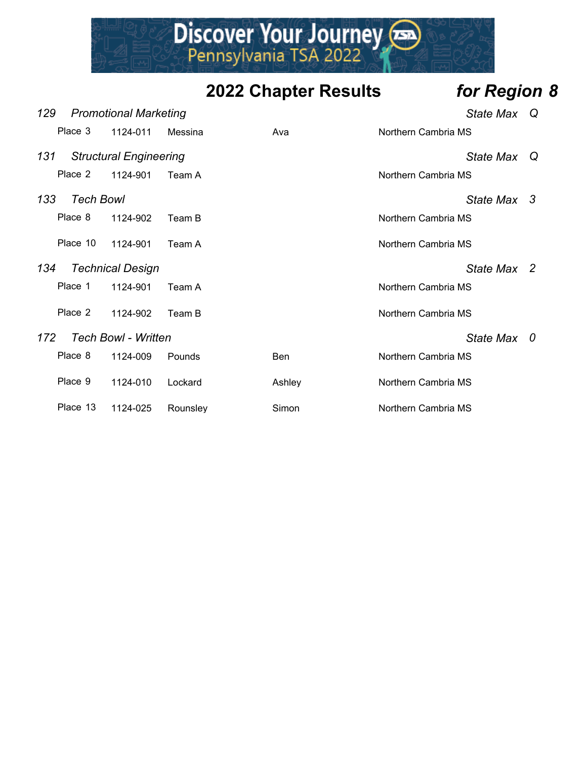## 2022 Chapter Results *for Region 8*

### *129 Promotional Marketing* — *State Max Q*

| Place | ID | Last Name | First Name | School |
|---|---|---|---|---|
| Place 3 | 1124-011 | Messina | Ava | Northern Cambria MS |

### *131 Structural Engineering* — *State Max Q*

| Place | ID | Last Name | First Name | School |
|---|---|---|---|---|
| Place 2 | 1124-901 | Team A | | Northern Cambria MS |

### *133 Tech Bowl* — *State Max 3*

| Place | ID | Last Name | First Name | School |
|---|---|---|---|---|
| Place 8 | 1124-902 | Team B | | Northern Cambria MS |
| Place 10 | 1124-901 | Team A | | Northern Cambria MS |

### *134 Technical Design* — *State Max 2*

| Place | ID | Last Name | First Name | School |
|---|---|---|---|---|
| Place 1 | 1124-901 | Team A | | Northern Cambria MS |
| Place 2 | 1124-902 | Team B | | Northern Cambria MS |

### *172 Tech Bowl - Written* — *State Max 0*

| Place | ID | Last Name | First Name | School |
|---|---|---|---|---|
| Place 8 | 1124-009 | Pounds | Ben | Northern Cambria MS |
| Place 9 | 1124-010 | Lockard | Ashley | Northern Cambria MS |
| Place 13 | 1124-025 | Rounsley | Simon | Northern Cambria MS |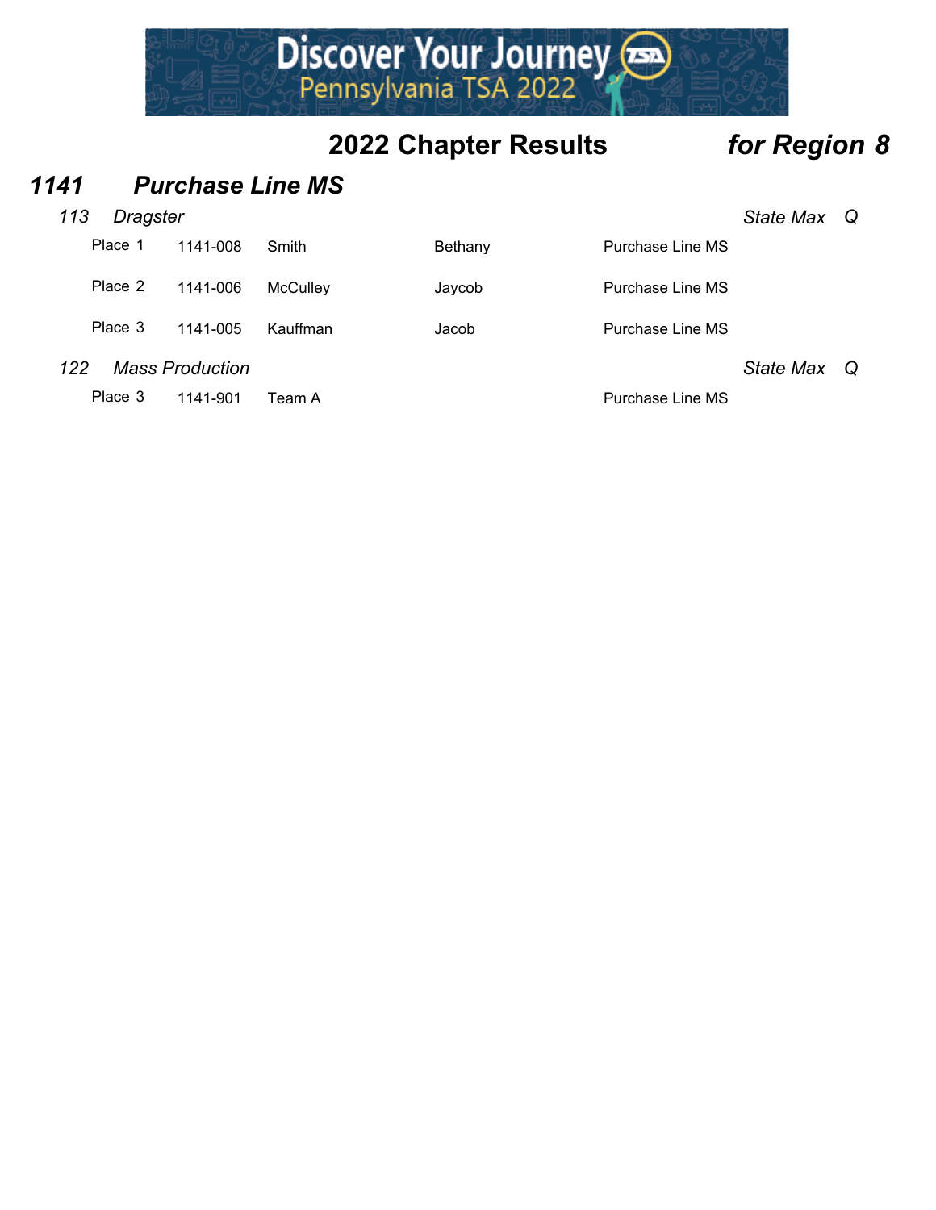## 2022 Chapter Results *for Region 8*

### *1141 Purchase Line MS*

*113 Dragster* — *State Max Q*

| Place | ID | Last Name | First Name | School |
|---|---|---|---|---|
| Place 1 | 1141-008 | Smith | Bethany | Purchase Line MS |
| Place 2 | 1141-006 | McCulley | Jaycob | Purchase Line MS |
| Place 3 | 1141-005 | Kauffman | Jacob | Purchase Line MS |

*122 Mass Production* — *State Max Q*

| Place | ID | Last Name | First Name | School |
|---|---|---|---|---|
| Place 3 | 1141-901 | Team A | | Purchase Line MS |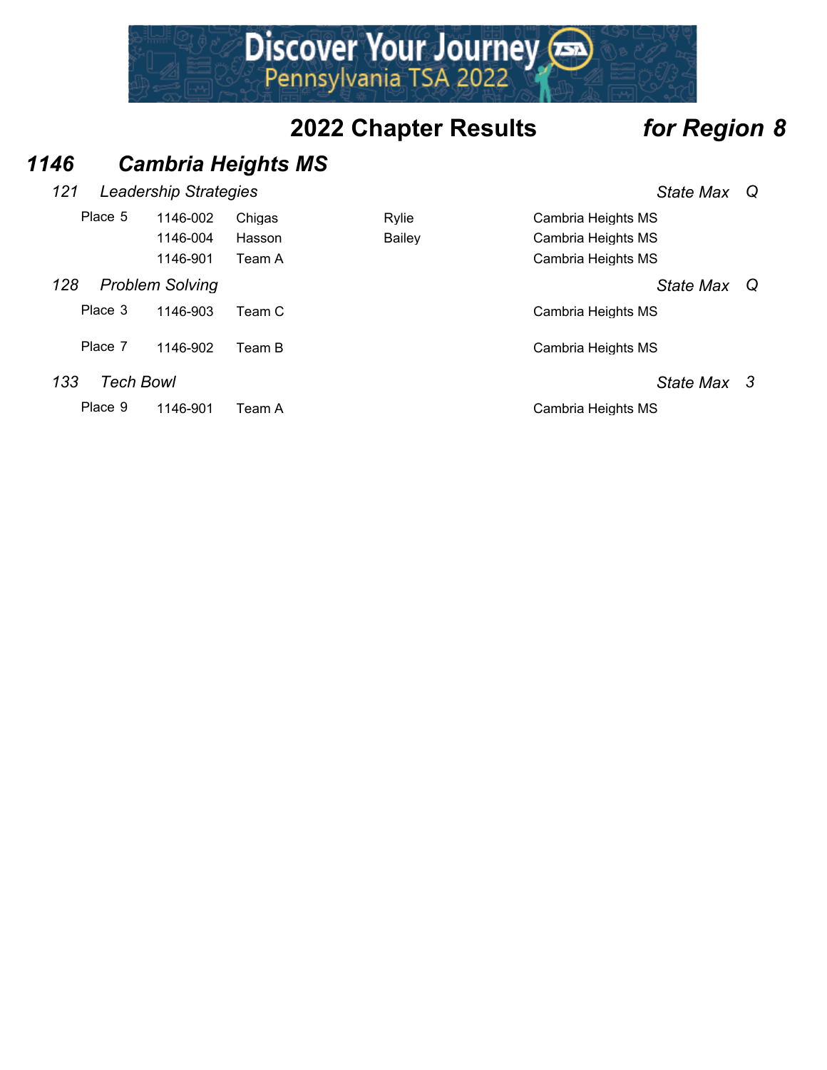## 2022 Chapter Results *for Region 8*

### *1146 Cambria Heights MS*

#### *121 Leadership Strategies* — *State Max Q*

| Place | ID | Last Name | First Name | School |
|---|---|---|---|---|
| Place 5 | 1146-002 | Chigas | Rylie | Cambria Heights MS |
| | 1146-004 | Hasson | Bailey | Cambria Heights MS |
| | 1146-901 | Team A | | Cambria Heights MS |

#### *128 Problem Solving* — *State Max Q*

| Place | ID | Name | School |
|---|---|---|---|
| Place 3 | 1146-903 | Team C | Cambria Heights MS |
| Place 7 | 1146-902 | Team B | Cambria Heights MS |

#### *133 Tech Bowl* — *State Max 3*

| Place | ID | Name | School |
|---|---|---|---|
| Place 9 | 1146-901 | Team A | Cambria Heights MS |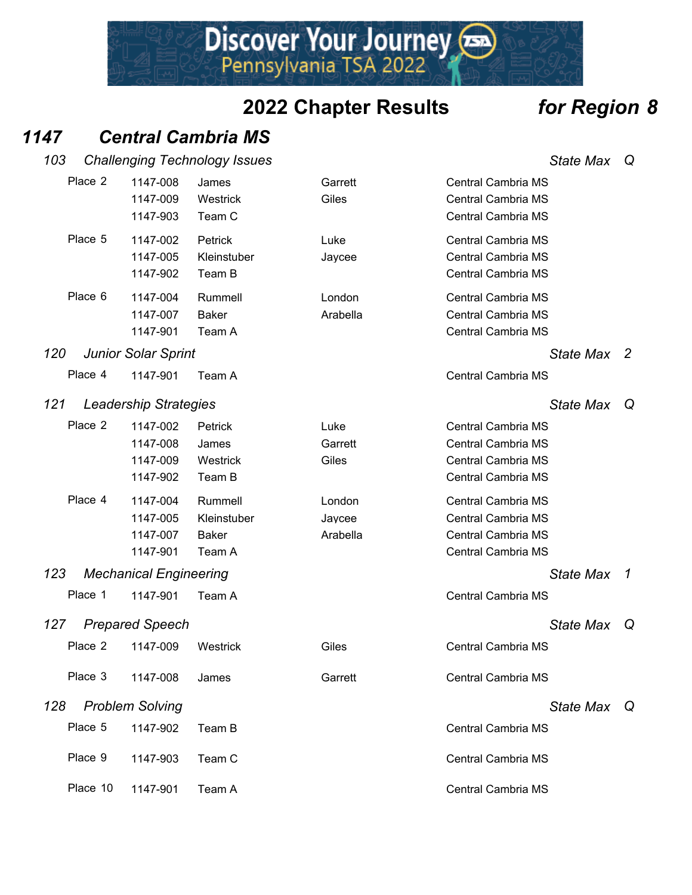## 2022 Chapter Results *for Region 8*

### *1147 Central Cambria MS*

#### *103 Challenging Technology Issues* — *State Max* Q

| Place | ID | Last Name | First Name | School |
|---|---|---|---|---|
| Place 2 | 1147-008 | James | Garrett | Central Cambria MS |
| | 1147-009 | Westrick | Giles | Central Cambria MS |
| | 1147-903 | Team C | | Central Cambria MS |
| Place 5 | 1147-002 | Petrick | Luke | Central Cambria MS |
| | 1147-005 | Kleinstuber | Jaycee | Central Cambria MS |
| | 1147-902 | Team B | | Central Cambria MS |
| Place 6 | 1147-004 | Rummell | London | Central Cambria MS |
| | 1147-007 | Baker | Arabella | Central Cambria MS |
| | 1147-901 | Team A | | Central Cambria MS |

#### *120 Junior Solar Sprint* — *State Max* 2

| Place | ID | Last Name | First Name | School |
|---|---|---|---|---|
| Place 4 | 1147-901 | Team A | | Central Cambria MS |

#### *121 Leadership Strategies* — *State Max* Q

| Place | ID | Last Name | First Name | School |
|---|---|---|---|---|
| Place 2 | 1147-002 | Petrick | Luke | Central Cambria MS |
| | 1147-008 | James | Garrett | Central Cambria MS |
| | 1147-009 | Westrick | Giles | Central Cambria MS |
| | 1147-902 | Team B | | Central Cambria MS |
| Place 4 | 1147-004 | Rummell | London | Central Cambria MS |
| | 1147-005 | Kleinstuber | Jaycee | Central Cambria MS |
| | 1147-007 | Baker | Arabella | Central Cambria MS |
| | 1147-901 | Team A | | Central Cambria MS |

#### *123 Mechanical Engineering* — *State Max* 1

| Place | ID | Last Name | First Name | School |
|---|---|---|---|---|
| Place 1 | 1147-901 | Team A | | Central Cambria MS |

#### *127 Prepared Speech* — *State Max* Q

| Place | ID | Last Name | First Name | School |
|---|---|---|---|---|
| Place 2 | 1147-009 | Westrick | Giles | Central Cambria MS |
| Place 3 | 1147-008 | James | Garrett | Central Cambria MS |

#### *128 Problem Solving* — *State Max* Q

| Place | ID | Last Name | First Name | School |
|---|---|---|---|---|
| Place 5 | 1147-902 | Team B | | Central Cambria MS |
| Place 9 | 1147-903 | Team C | | Central Cambria MS |
| Place 10 | 1147-901 | Team A | | Central Cambria MS |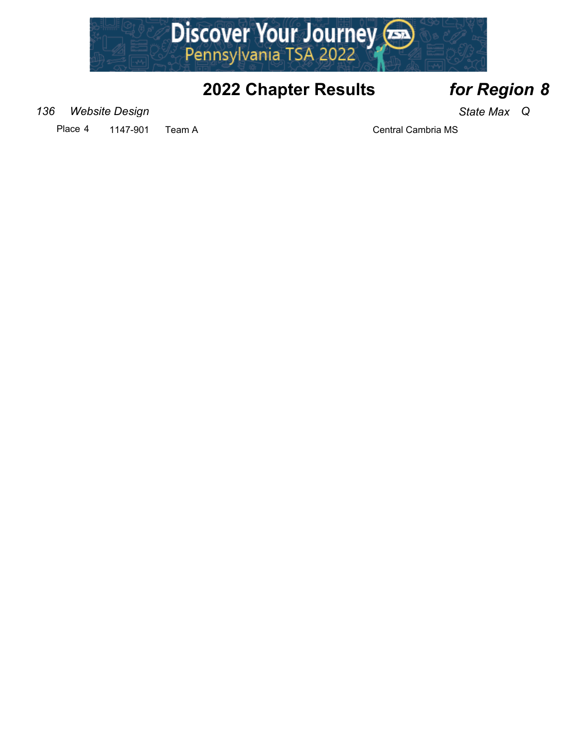## 2022 Chapter Results *for Region 8*

*136 Website Design* *State Max Q*

| Place | ID | Team | School |
|---|---|---|---|
| Place 4 | 1147-901 | Team A | Central Cambria MS |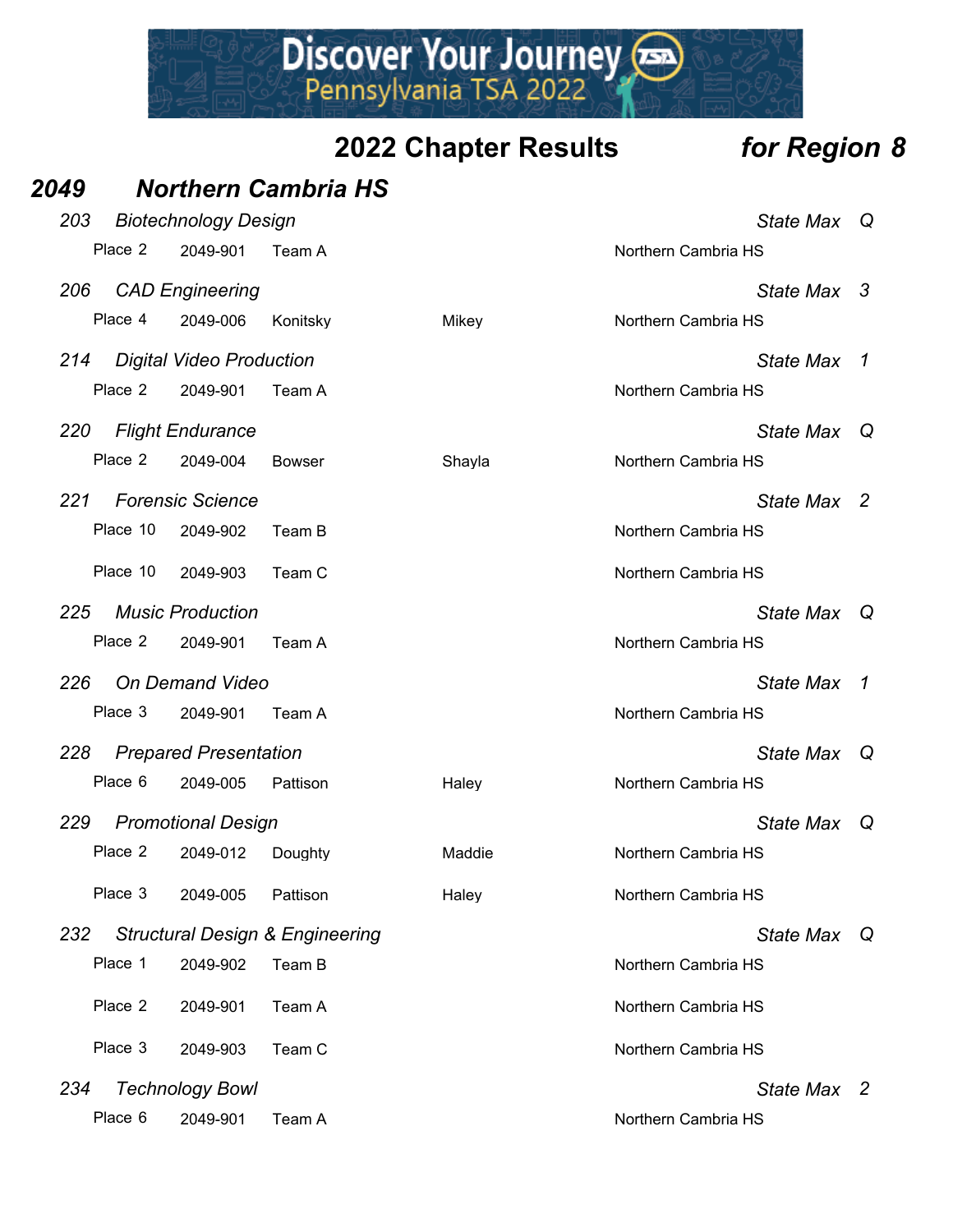## 2022 Chapter Results *for Region 8*

### *2049 Northern Cambria HS*

*203 Biotechnology Design* — *State Max Q*

| Place | ID | Name | First | School |
|---|---|---|---|---|
| Place 2 | 2049-901 | Team A | | Northern Cambria HS |

*206 CAD Engineering* — *State Max 3*

| Place | ID | Name | First | School |
|---|---|---|---|---|
| Place 4 | 2049-006 | Konitsky | Mikey | Northern Cambria HS |

*214 Digital Video Production* — *State Max 1*

| Place | ID | Name | First | School |
|---|---|---|---|---|
| Place 2 | 2049-901 | Team A | | Northern Cambria HS |

*220 Flight Endurance* — *State Max Q*

| Place | ID | Name | First | School |
|---|---|---|---|---|
| Place 2 | 2049-004 | Bowser | Shayla | Northern Cambria HS |

*221 Forensic Science* — *State Max 2*

| Place | ID | Name | First | School |
|---|---|---|---|---|
| Place 10 | 2049-902 | Team B | | Northern Cambria HS |
| Place 10 | 2049-903 | Team C | | Northern Cambria HS |

*225 Music Production* — *State Max Q*

| Place | ID | Name | First | School |
|---|---|---|---|---|
| Place 2 | 2049-901 | Team A | | Northern Cambria HS |

*226 On Demand Video* — *State Max 1*

| Place | ID | Name | First | School |
|---|---|---|---|---|
| Place 3 | 2049-901 | Team A | | Northern Cambria HS |

*228 Prepared Presentation* — *State Max Q*

| Place | ID | Name | First | School |
|---|---|---|---|---|
| Place 6 | 2049-005 | Pattison | Haley | Northern Cambria HS |

*229 Promotional Design* — *State Max Q*

| Place | ID | Name | First | School |
|---|---|---|---|---|
| Place 2 | 2049-012 | Doughty | Maddie | Northern Cambria HS |
| Place 3 | 2049-005 | Pattison | Haley | Northern Cambria HS |

*232 Structural Design & Engineering* — *State Max Q*

| Place | ID | Name | First | School |
|---|---|---|---|---|
| Place 1 | 2049-902 | Team B | | Northern Cambria HS |
| Place 2 | 2049-901 | Team A | | Northern Cambria HS |
| Place 3 | 2049-903 | Team C | | Northern Cambria HS |

*234 Technology Bowl* — *State Max 2*

| Place | ID | Name | First | School |
|---|---|---|---|---|
| Place 6 | 2049-901 | Team A | | Northern Cambria HS |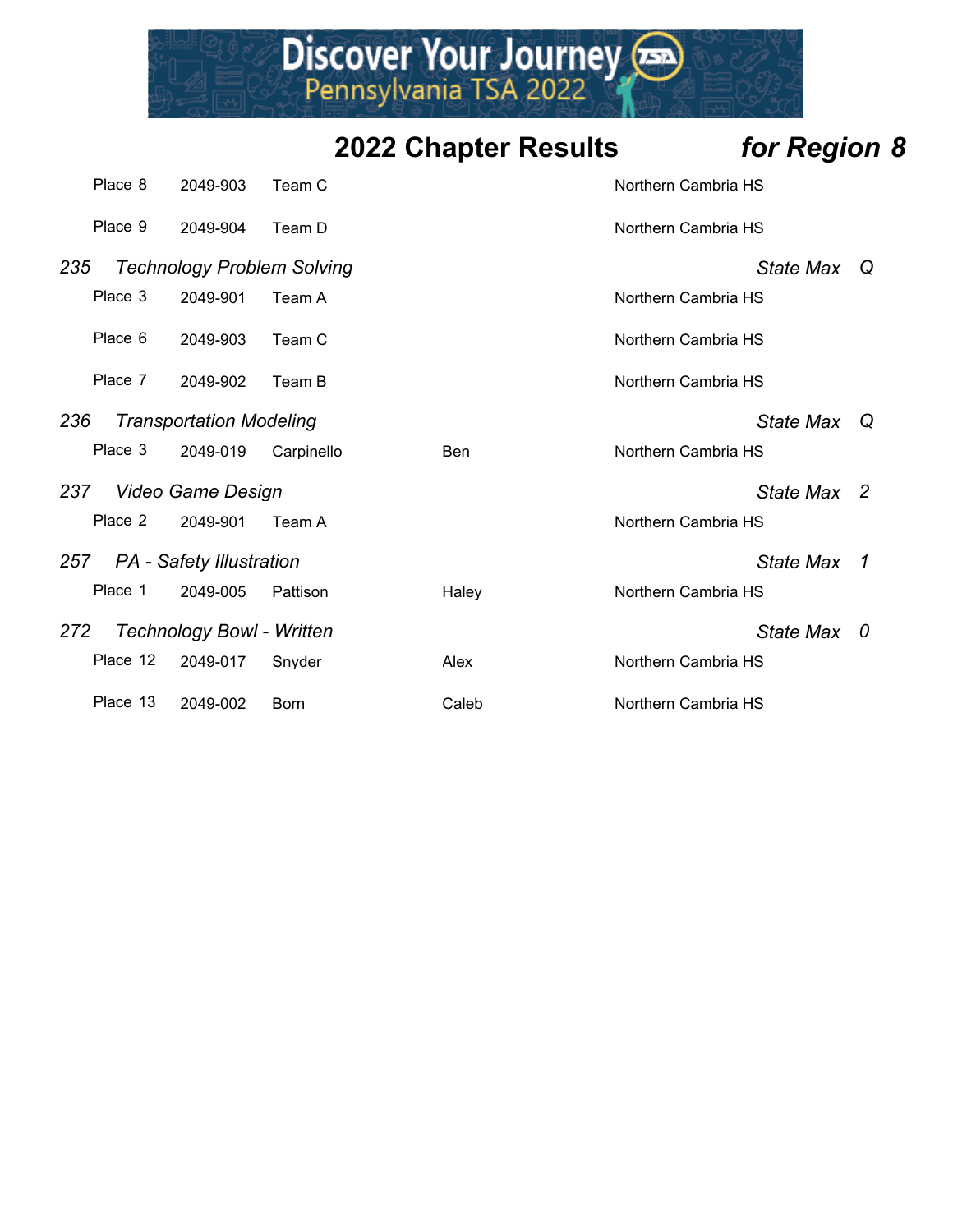## 2022 Chapter Results *for Region 8*

| Place | ID | Name | First Name | School |
|---|---|---|---|---|
| Place 8 | 2049-903 | Team C | | Northern Cambria HS |
| Place 9 | 2049-904 | Team D | | Northern Cambria HS |

### *235 Technology Problem Solving* — *State Max Q*

| Place | ID | Name | First Name | School |
|---|---|---|---|---|
| Place 3 | 2049-901 | Team A | | Northern Cambria HS |
| Place 6 | 2049-903 | Team C | | Northern Cambria HS |
| Place 7 | 2049-902 | Team B | | Northern Cambria HS |

### *236 Transportation Modeling* — *State Max Q*

| Place | ID | Name | First Name | School |
|---|---|---|---|---|
| Place 3 | 2049-019 | Carpinello | Ben | Northern Cambria HS |

### *237 Video Game Design* — *State Max 2*

| Place | ID | Name | First Name | School |
|---|---|---|---|---|
| Place 2 | 2049-901 | Team A | | Northern Cambria HS |

### *257 PA - Safety Illustration* — *State Max 1*

| Place | ID | Name | First Name | School |
|---|---|---|---|---|
| Place 1 | 2049-005 | Pattison | Haley | Northern Cambria HS |

### *272 Technology Bowl - Written* — *State Max 0*

| Place | ID | Name | First Name | School |
|---|---|---|---|---|
| Place 12 | 2049-017 | Snyder | Alex | Northern Cambria HS |
| Place 13 | 2049-002 | Born | Caleb | Northern Cambria HS |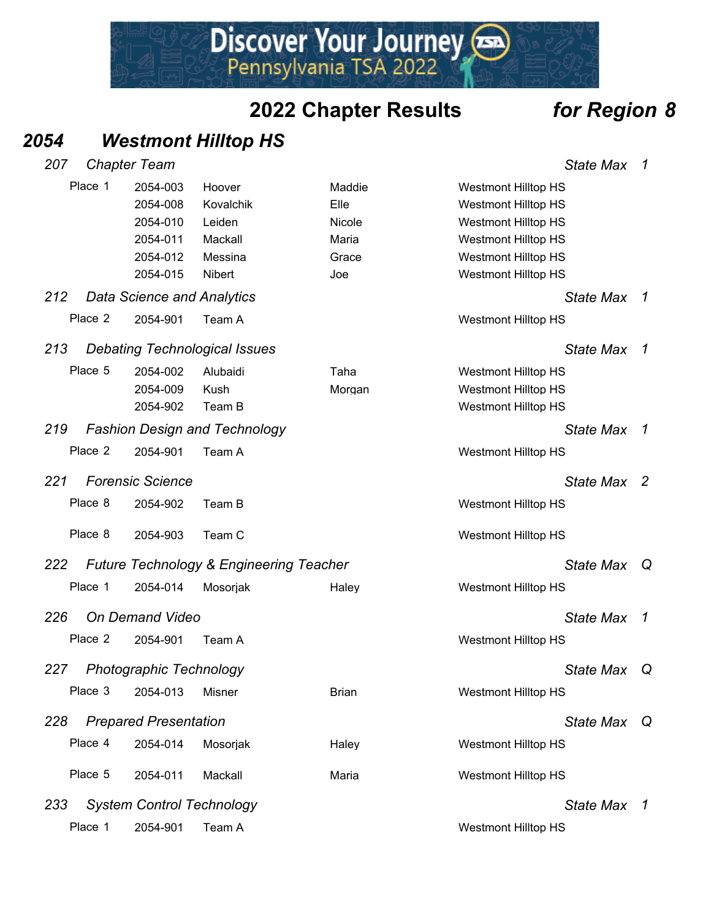## 2022 Chapter Results *for Region 8*

### *2054 Westmont Hilltop HS*

*207 Chapter Team* — *State Max 1*

| Place | ID | Last Name | First Name | School |
|---|---|---|---|---|
| Place 1 | 2054-003 | Hoover | Maddie | Westmont Hilltop HS |
| | 2054-008 | Kovalchik | Elle | Westmont Hilltop HS |
| | 2054-010 | Leiden | Nicole | Westmont Hilltop HS |
| | 2054-011 | Mackall | Maria | Westmont Hilltop HS |
| | 2054-012 | Messina | Grace | Westmont Hilltop HS |
| | 2054-015 | Nibert | Joe | Westmont Hilltop HS |

*212 Data Science and Analytics* — *State Max 1*

| Place | ID | Last Name | First Name | School |
|---|---|---|---|---|
| Place 2 | 2054-901 | Team A | | Westmont Hilltop HS |

*213 Debating Technological Issues* — *State Max 1*

| Place | ID | Last Name | First Name | School |
|---|---|---|---|---|
| Place 5 | 2054-002 | Alubaidi | Taha | Westmont Hilltop HS |
| | 2054-009 | Kush | Morgan | Westmont Hilltop HS |
| | 2054-902 | Team B | | Westmont Hilltop HS |

*219 Fashion Design and Technology* — *State Max 1*

| Place | ID | Last Name | First Name | School |
|---|---|---|---|---|
| Place 2 | 2054-901 | Team A | | Westmont Hilltop HS |

*221 Forensic Science* — *State Max 2*

| Place | ID | Last Name | First Name | School |
|---|---|---|---|---|
| Place 8 | 2054-902 | Team B | | Westmont Hilltop HS |
| Place 8 | 2054-903 | Team C | | Westmont Hilltop HS |

*222 Future Technology & Engineering Teacher* — *State Max Q*

| Place | ID | Last Name | First Name | School |
|---|---|---|---|---|
| Place 1 | 2054-014 | Mosorjak | Haley | Westmont Hilltop HS |

*226 On Demand Video* — *State Max 1*

| Place | ID | Last Name | First Name | School |
|---|---|---|---|---|
| Place 2 | 2054-901 | Team A | | Westmont Hilltop HS |

*227 Photographic Technology* — *State Max Q*

| Place | ID | Last Name | First Name | School |
|---|---|---|---|---|
| Place 3 | 2054-013 | Misner | Brian | Westmont Hilltop HS |

*228 Prepared Presentation* — *State Max Q*

| Place | ID | Last Name | First Name | School |
|---|---|---|---|---|
| Place 4 | 2054-014 | Mosorjak | Haley | Westmont Hilltop HS |
| Place 5 | 2054-011 | Mackall | Maria | Westmont Hilltop HS |

*233 System Control Technology* — *State Max 1*

| Place | ID | Last Name | First Name | School |
|---|---|---|---|---|
| Place 1 | 2054-901 | Team A | | Westmont Hilltop HS |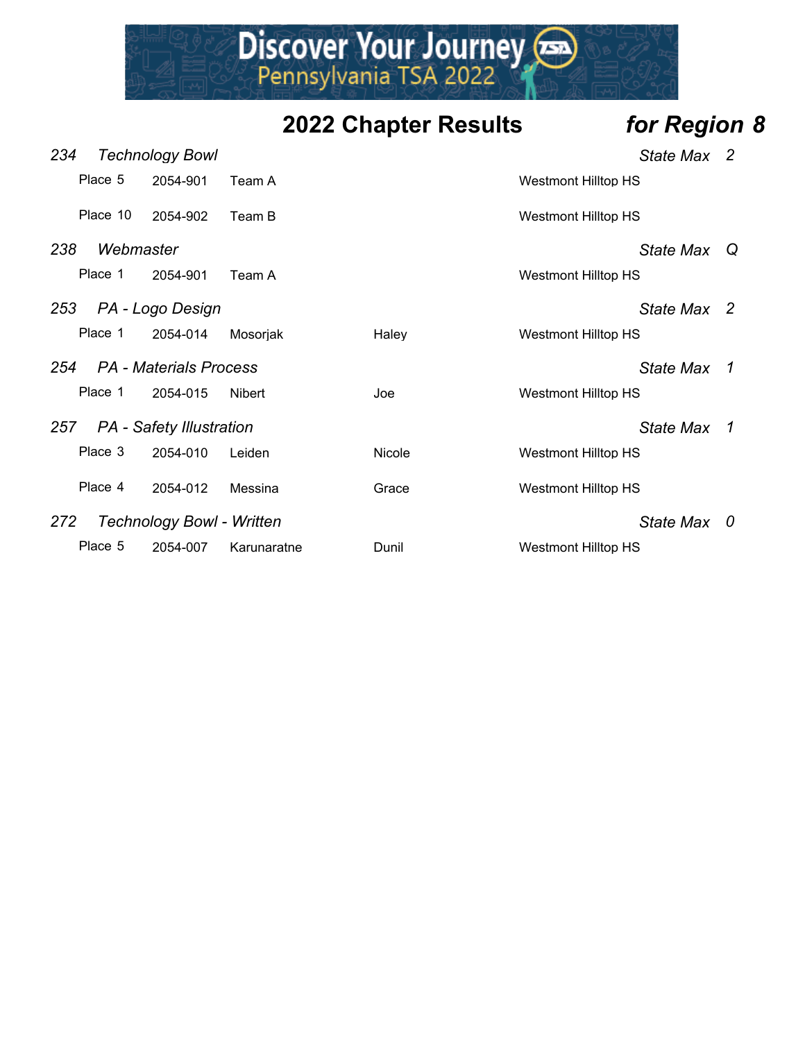## 2022 Chapter Results *for Region 8*

### *234 Technology Bowl* — *State Max 2*

| Place | ID | Name | First Name | School |
|---|---|---|---|---|
| Place 5 | 2054-901 | Team A | | Westmont Hilltop HS |
| Place 10 | 2054-902 | Team B | | Westmont Hilltop HS |

### *238 Webmaster* — *State Max Q*

| Place | ID | Name | First Name | School |
|---|---|---|---|---|
| Place 1 | 2054-901 | Team A | | Westmont Hilltop HS |

### *253 PA - Logo Design* — *State Max 2*

| Place | ID | Name | First Name | School |
|---|---|---|---|---|
| Place 1 | 2054-014 | Mosorjak | Haley | Westmont Hilltop HS |

### *254 PA - Materials Process* — *State Max 1*

| Place | ID | Name | First Name | School |
|---|---|---|---|---|
| Place 1 | 2054-015 | Nibert | Joe | Westmont Hilltop HS |

### *257 PA - Safety Illustration* — *State Max 1*

| Place | ID | Name | First Name | School |
|---|---|---|---|---|
| Place 3 | 2054-010 | Leiden | Nicole | Westmont Hilltop HS |
| Place 4 | 2054-012 | Messina | Grace | Westmont Hilltop HS |

### *272 Technology Bowl - Written* — *State Max 0*

| Place | ID | Name | First Name | School |
|---|---|---|---|---|
| Place 5 | 2054-007 | Karunaratne | Dunil | Westmont Hilltop HS |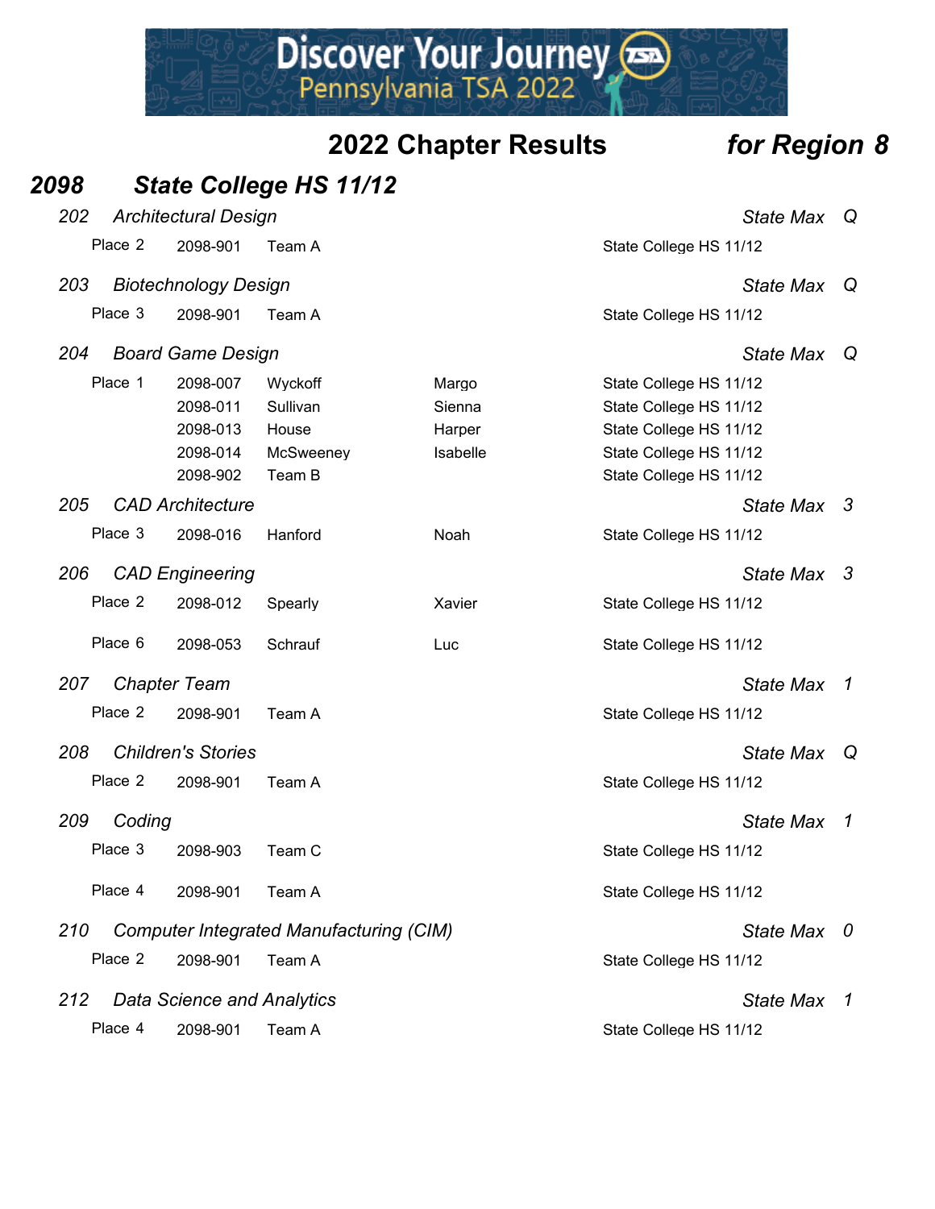## 2022 Chapter Results *for Region 8*

## *2098 State College HS 11/12*

### *202 Architectural Design* — *State Max Q*

| Place | ID | Name | First | School |
|---|---|---|---|---|
| Place 2 | 2098-901 | Team A | | State College HS 11/12 |

### *203 Biotechnology Design* — *State Max Q*

| Place | ID | Name | First | School |
|---|---|---|---|---|
| Place 3 | 2098-901 | Team A | | State College HS 11/12 |

### *204 Board Game Design* — *State Max Q*

| Place | ID | Name | First | School |
|---|---|---|---|---|
| Place 1 | 2098-007 | Wyckoff | Margo | State College HS 11/12 |
| | 2098-011 | Sullivan | Sienna | State College HS 11/12 |
| | 2098-013 | House | Harper | State College HS 11/12 |
| | 2098-014 | McSweeney | Isabelle | State College HS 11/12 |
| | 2098-902 | Team B | | State College HS 11/12 |

### *205 CAD Architecture* — *State Max 3*

| Place | ID | Name | First | School |
|---|---|---|---|---|
| Place 3 | 2098-016 | Hanford | Noah | State College HS 11/12 |

### *206 CAD Engineering* — *State Max 3*

| Place | ID | Name | First | School |
|---|---|---|---|---|
| Place 2 | 2098-012 | Spearly | Xavier | State College HS 11/12 |
| Place 6 | 2098-053 | Schrauf | Luc | State College HS 11/12 |

### *207 Chapter Team* — *State Max 1*

| Place | ID | Name | First | School |
|---|---|---|---|---|
| Place 2 | 2098-901 | Team A | | State College HS 11/12 |

### *208 Children's Stories* — *State Max Q*

| Place | ID | Name | First | School |
|---|---|---|---|---|
| Place 2 | 2098-901 | Team A | | State College HS 11/12 |

### *209 Coding* — *State Max 1*

| Place | ID | Name | First | School |
|---|---|---|---|---|
| Place 3 | 2098-903 | Team C | | State College HS 11/12 |
| Place 4 | 2098-901 | Team A | | State College HS 11/12 |

### *210 Computer Integrated Manufacturing (CIM)* — *State Max 0*

| Place | ID | Name | First | School |
|---|---|---|---|---|
| Place 2 | 2098-901 | Team A | | State College HS 11/12 |

### *212 Data Science and Analytics* — *State Max 1*

| Place | ID | Name | First | School |
|---|---|---|---|---|
| Place 4 | 2098-901 | Team A | | State College HS 11/12 |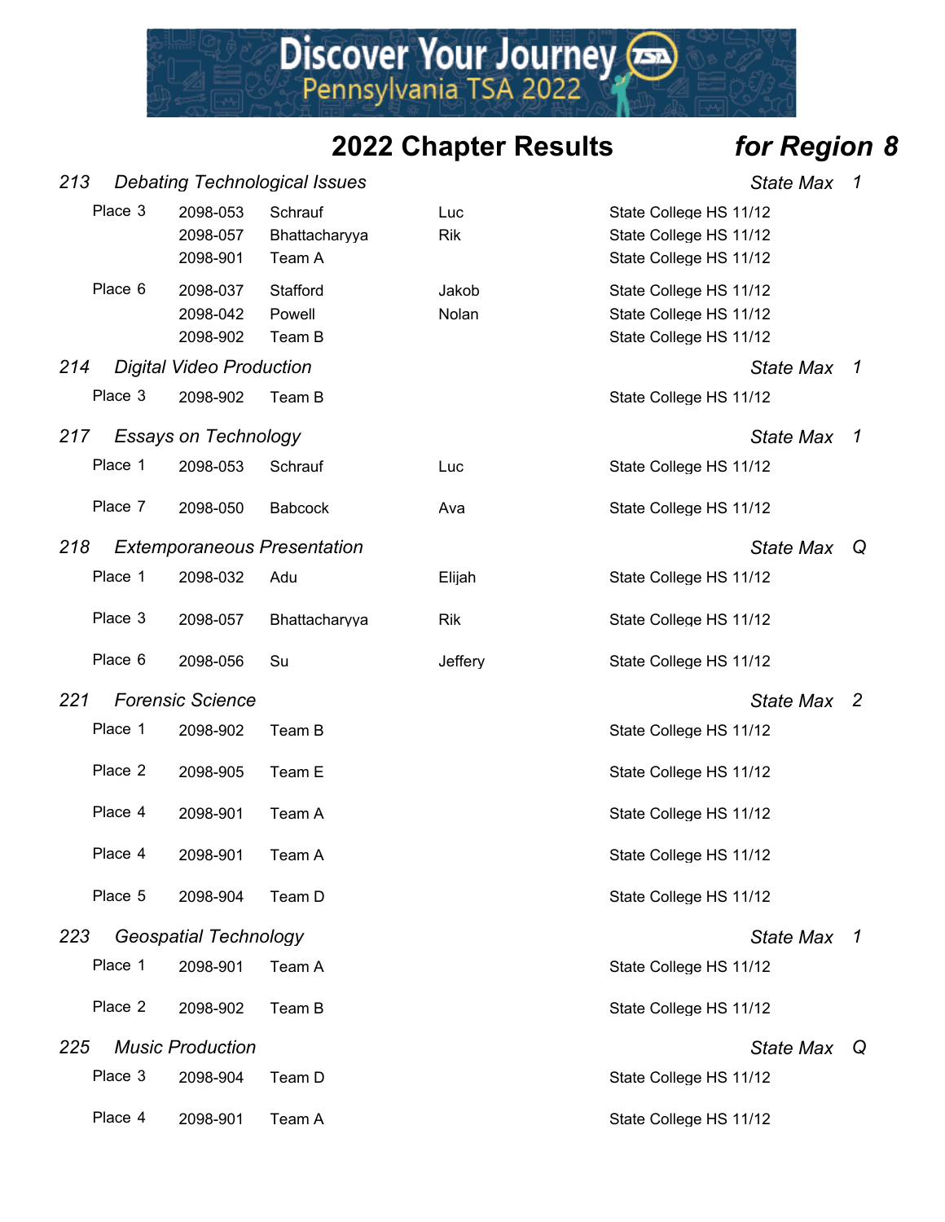# 2022 Chapter Results *for Region 8*

### 213 *Debating Technological Issues* — *State Max 1*

| Place | ID | Last Name | First Name | School |
|---|---|---|---|---|
| Place 3 | 2098-053 | Schrauf | Luc | State College HS 11/12 |
| | 2098-057 | Bhattacharyya | Rik | State College HS 11/12 |
| | 2098-901 | Team A | | State College HS 11/12 |
| Place 6 | 2098-037 | Stafford | Jakob | State College HS 11/12 |
| | 2098-042 | Powell | Nolan | State College HS 11/12 |
| | 2098-902 | Team B | | State College HS 11/12 |

### 214 *Digital Video Production* — *State Max 1*

| Place | ID | Last Name | First Name | School |
|---|---|---|---|---|
| Place 3 | 2098-902 | Team B | | State College HS 11/12 |

### 217 *Essays on Technology* — *State Max 1*

| Place | ID | Last Name | First Name | School |
|---|---|---|---|---|
| Place 1 | 2098-053 | Schrauf | Luc | State College HS 11/12 |
| Place 7 | 2098-050 | Babcock | Ava | State College HS 11/12 |

### 218 *Extemporaneous Presentation* — *State Max Q*

| Place | ID | Last Name | First Name | School |
|---|---|---|---|---|
| Place 1 | 2098-032 | Adu | Elijah | State College HS 11/12 |
| Place 3 | 2098-057 | Bhattacharyya | Rik | State College HS 11/12 |
| Place 6 | 2098-056 | Su | Jeffery | State College HS 11/12 |

### 221 *Forensic Science* — *State Max 2*

| Place | ID | Last Name | First Name | School |
|---|---|---|---|---|
| Place 1 | 2098-902 | Team B | | State College HS 11/12 |
| Place 2 | 2098-905 | Team E | | State College HS 11/12 |
| Place 4 | 2098-901 | Team A | | State College HS 11/12 |
| Place 4 | 2098-901 | Team A | | State College HS 11/12 |
| Place 5 | 2098-904 | Team D | | State College HS 11/12 |

### 223 *Geospatial Technology* — *State Max 1*

| Place | ID | Last Name | First Name | School |
|---|---|---|---|---|
| Place 1 | 2098-901 | Team A | | State College HS 11/12 |
| Place 2 | 2098-902 | Team B | | State College HS 11/12 |

### 225 *Music Production* — *State Max Q*

| Place | ID | Last Name | First Name | School |
|---|---|---|---|---|
| Place 3 | 2098-904 | Team D | | State College HS 11/12 |
| Place 4 | 2098-901 | Team A | | State College HS 11/12 |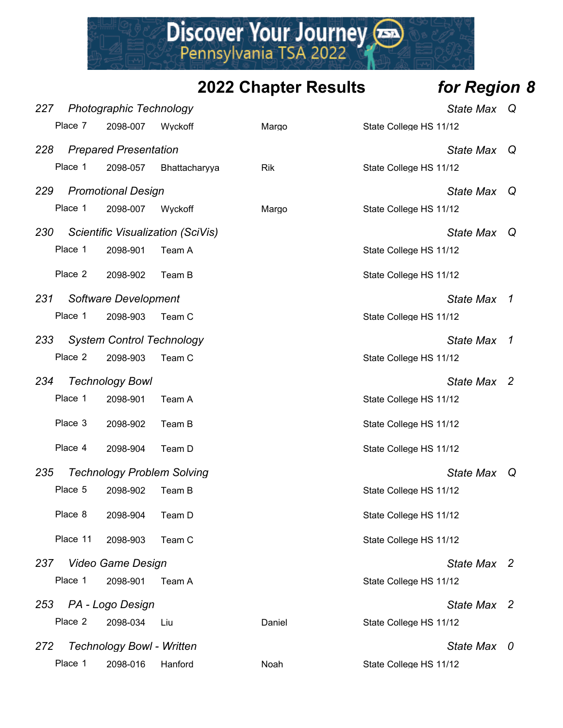# 2022 Chapter Results *for Region 8*

### 227 *Photographic Technology* — *State Max Q*

| Place | ID | Name | First Name | School |
|---|---|---|---|---|
| Place 7 | 2098-007 | Wyckoff | Margo | State College HS 11/12 |

### 228 *Prepared Presentation* — *State Max Q*

| Place | ID | Name | First Name | School |
|---|---|---|---|---|
| Place 1 | 2098-057 | Bhattacharyya | Rik | State College HS 11/12 |

### 229 *Promotional Design* — *State Max Q*

| Place | ID | Name | First Name | School |
|---|---|---|---|---|
| Place 1 | 2098-007 | Wyckoff | Margo | State College HS 11/12 |

### 230 *Scientific Visualization (SciVis)* — *State Max Q*

| Place | ID | Name | First Name | School |
|---|---|---|---|---|
| Place 1 | 2098-901 | Team A | | State College HS 11/12 |
| Place 2 | 2098-902 | Team B | | State College HS 11/12 |

### 231 *Software Development* — *State Max 1*

| Place | ID | Name | First Name | School |
|---|---|---|---|---|
| Place 1 | 2098-903 | Team C | | State College HS 11/12 |

### 233 *System Control Technology* — *State Max 1*

| Place | ID | Name | First Name | School |
|---|---|---|---|---|
| Place 2 | 2098-903 | Team C | | State College HS 11/12 |

### 234 *Technology Bowl* — *State Max 2*

| Place | ID | Name | First Name | School |
|---|---|---|---|---|
| Place 1 | 2098-901 | Team A | | State College HS 11/12 |
| Place 3 | 2098-902 | Team B | | State College HS 11/12 |
| Place 4 | 2098-904 | Team D | | State College HS 11/12 |

### 235 *Technology Problem Solving* — *State Max Q*

| Place | ID | Name | First Name | School |
|---|---|---|---|---|
| Place 5 | 2098-902 | Team B | | State College HS 11/12 |
| Place 8 | 2098-904 | Team D | | State College HS 11/12 |
| Place 11 | 2098-903 | Team C | | State College HS 11/12 |

### 237 *Video Game Design* — *State Max 2*

| Place | ID | Name | First Name | School |
|---|---|---|---|---|
| Place 1 | 2098-901 | Team A | | State College HS 11/12 |

### 253 *PA - Logo Design* — *State Max 2*

| Place | ID | Name | First Name | School |
|---|---|---|---|---|
| Place 2 | 2098-034 | Liu | Daniel | State College HS 11/12 |

### 272 *Technology Bowl - Written* — *State Max 0*

| Place | ID | Name | First Name | School |
|---|---|---|---|---|
| Place 1 | 2098-016 | Hanford | Noah | State College HS 11/12 |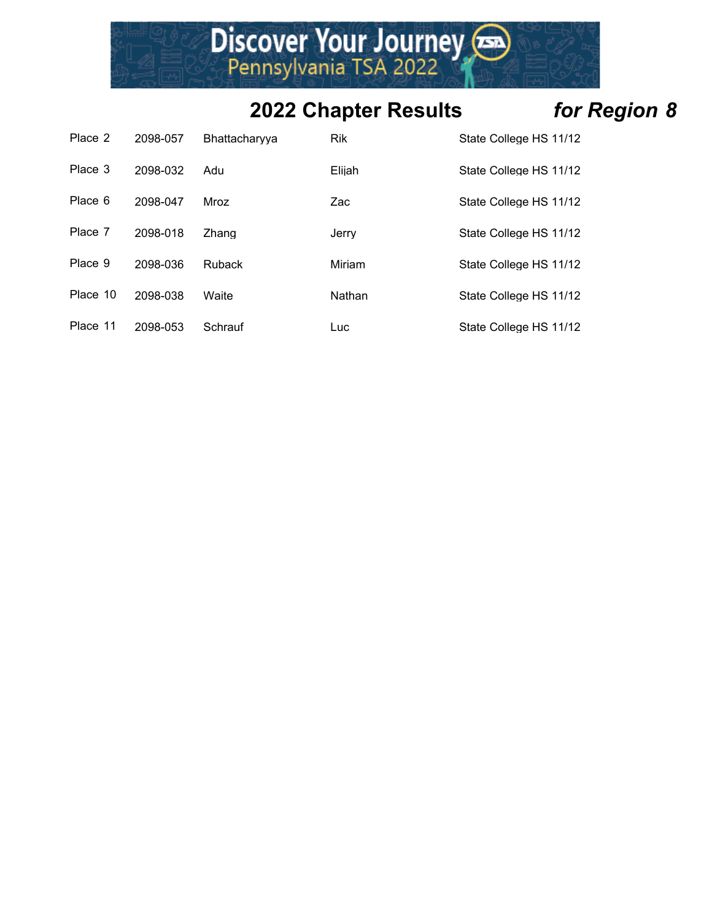## 2022 Chapter Results *for Region 8*

| | | | | |
|---|---|---|---|---|
| Place 2 | 2098-057 | Bhattacharyya | Rik | State College HS 11/12 |
| Place 3 | 2098-032 | Adu | Elijah | State College HS 11/12 |
| Place 6 | 2098-047 | Mroz | Zac | State College HS 11/12 |
| Place 7 | 2098-018 | Zhang | Jerry | State College HS 11/12 |
| Place 9 | 2098-036 | Ruback | Miriam | State College HS 11/12 |
| Place 10 | 2098-038 | Waite | Nathan | State College HS 11/12 |
| Place 11 | 2098-053 | Schrauf | Luc | State College HS 11/12 |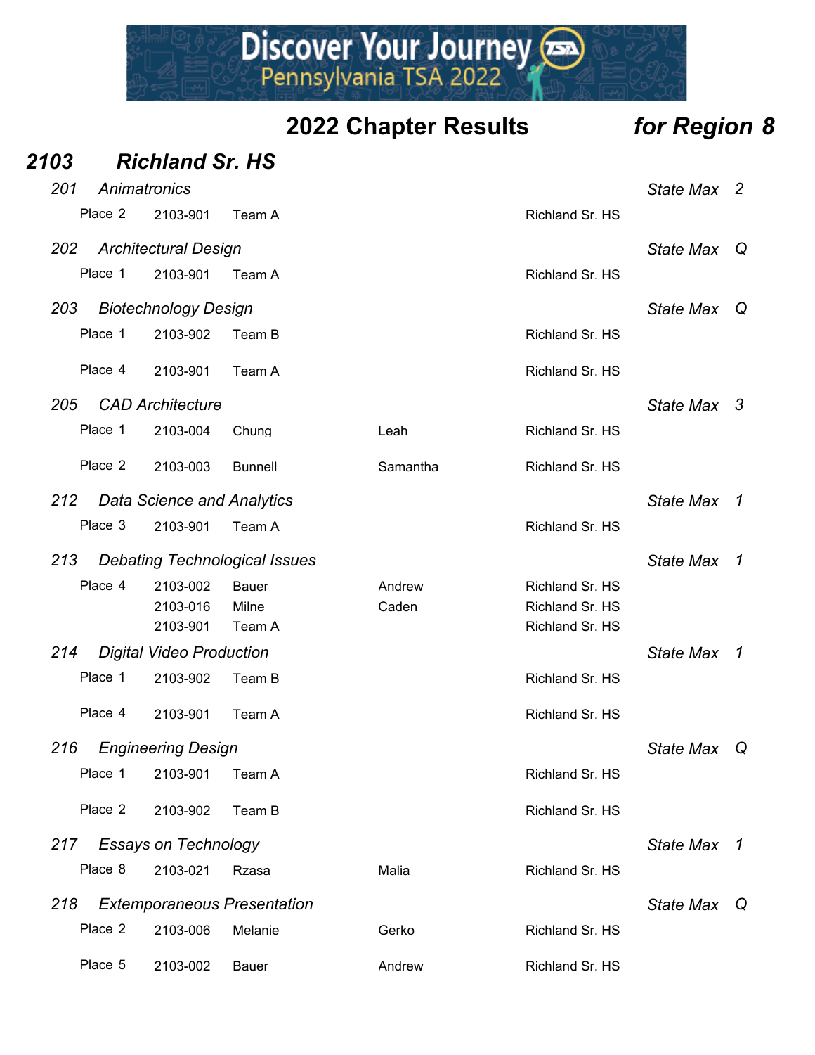# 2022 Chapter Results *for Region 8*

## *2103 Richland Sr. HS*

### *201 Animatronics* — *State Max 2*

| Place | ID | Name | First | School |
|---|---|---|---|---|
| Place 2 | 2103-901 | Team A | | Richland Sr. HS |

### *202 Architectural Design* — *State Max Q*

| Place | ID | Name | First | School |
|---|---|---|---|---|
| Place 1 | 2103-901 | Team A | | Richland Sr. HS |

### *203 Biotechnology Design* — *State Max Q*

| Place | ID | Name | First | School |
|---|---|---|---|---|
| Place 1 | 2103-902 | Team B | | Richland Sr. HS |
| Place 4 | 2103-901 | Team A | | Richland Sr. HS |

### *205 CAD Architecture* — *State Max 3*

| Place | ID | Name | First | School |
|---|---|---|---|---|
| Place 1 | 2103-004 | Chung | Leah | Richland Sr. HS |
| Place 2 | 2103-003 | Bunnell | Samantha | Richland Sr. HS |

### *212 Data Science and Analytics* — *State Max 1*

| Place | ID | Name | First | School |
|---|---|---|---|---|
| Place 3 | 2103-901 | Team A | | Richland Sr. HS |

### *213 Debating Technological Issues* — *State Max 1*

| Place | ID | Name | First | School |
|---|---|---|---|---|
| Place 4 | 2103-002 | Bauer | Andrew | Richland Sr. HS |
| | 2103-016 | Milne | Caden | Richland Sr. HS |
| | 2103-901 | Team A | | Richland Sr. HS |

### *214 Digital Video Production* — *State Max 1*

| Place | ID | Name | First | School |
|---|---|---|---|---|
| Place 1 | 2103-902 | Team B | | Richland Sr. HS |
| Place 4 | 2103-901 | Team A | | Richland Sr. HS |

### *216 Engineering Design* — *State Max Q*

| Place | ID | Name | First | School |
|---|---|---|---|---|
| Place 1 | 2103-901 | Team A | | Richland Sr. HS |
| Place 2 | 2103-902 | Team B | | Richland Sr. HS |

### *217 Essays on Technology* — *State Max 1*

| Place | ID | Name | First | School |
|---|---|---|---|---|
| Place 8 | 2103-021 | Rzasa | Malia | Richland Sr. HS |

### *218 Extemporaneous Presentation* — *State Max Q*

| Place | ID | Name | First | School |
|---|---|---|---|---|
| Place 2 | 2103-006 | Melanie | Gerko | Richland Sr. HS |
| Place 5 | 2103-002 | Bauer | Andrew | Richland Sr. HS |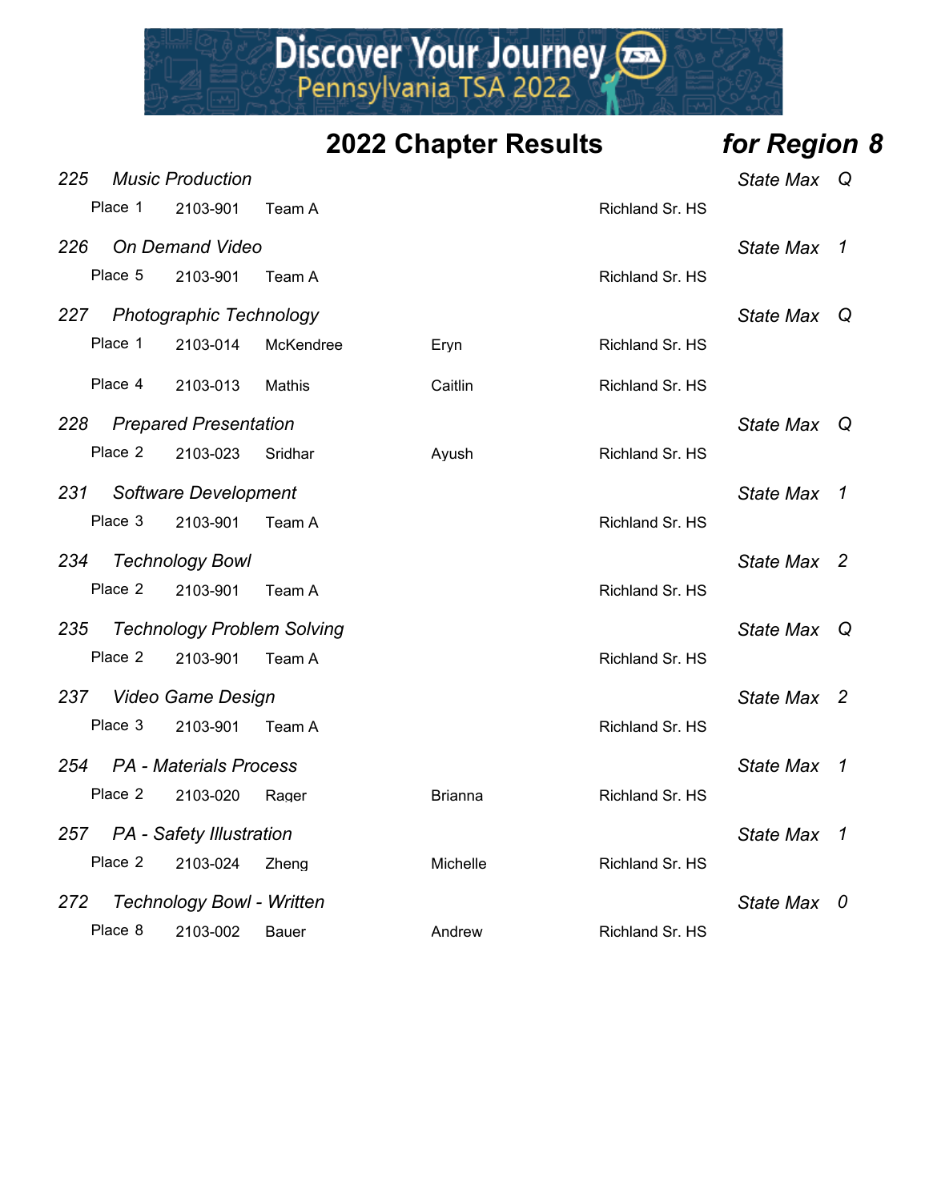## 2022 Chapter Results *for Region 8*

*225 Music Production* — *State Max Q*

| Place | ID | Last Name | First Name | School |
|---|---|---|---|---|
| Place 1 | 2103-901 | Team A | | Richland Sr. HS |

*226 On Demand Video* — *State Max 1*

| Place | ID | Last Name | First Name | School |
|---|---|---|---|---|
| Place 5 | 2103-901 | Team A | | Richland Sr. HS |

*227 Photographic Technology* — *State Max Q*

| Place | ID | Last Name | First Name | School |
|---|---|---|---|---|
| Place 1 | 2103-014 | McKendree | Eryn | Richland Sr. HS |
| Place 4 | 2103-013 | Mathis | Caitlin | Richland Sr. HS |

*228 Prepared Presentation* — *State Max Q*

| Place | ID | Last Name | First Name | School |
|---|---|---|---|---|
| Place 2 | 2103-023 | Sridhar | Ayush | Richland Sr. HS |

*231 Software Development* — *State Max 1*

| Place | ID | Last Name | First Name | School |
|---|---|---|---|---|
| Place 3 | 2103-901 | Team A | | Richland Sr. HS |

*234 Technology Bowl* — *State Max 2*

| Place | ID | Last Name | First Name | School |
|---|---|---|---|---|
| Place 2 | 2103-901 | Team A | | Richland Sr. HS |

*235 Technology Problem Solving* — *State Max Q*

| Place | ID | Last Name | First Name | School |
|---|---|---|---|---|
| Place 2 | 2103-901 | Team A | | Richland Sr. HS |

*237 Video Game Design* — *State Max 2*

| Place | ID | Last Name | First Name | School |
|---|---|---|---|---|
| Place 3 | 2103-901 | Team A | | Richland Sr. HS |

*254 PA - Materials Process* — *State Max 1*

| Place | ID | Last Name | First Name | School |
|---|---|---|---|---|
| Place 2 | 2103-020 | Rager | Brianna | Richland Sr. HS |

*257 PA - Safety Illustration* — *State Max 1*

| Place | ID | Last Name | First Name | School |
|---|---|---|---|---|
| Place 2 | 2103-024 | Zheng | Michelle | Richland Sr. HS |

*272 Technology Bowl - Written* — *State Max 0*

| Place | ID | Last Name | First Name | School |
|---|---|---|---|---|
| Place 8 | 2103-002 | Bauer | Andrew | Richland Sr. HS |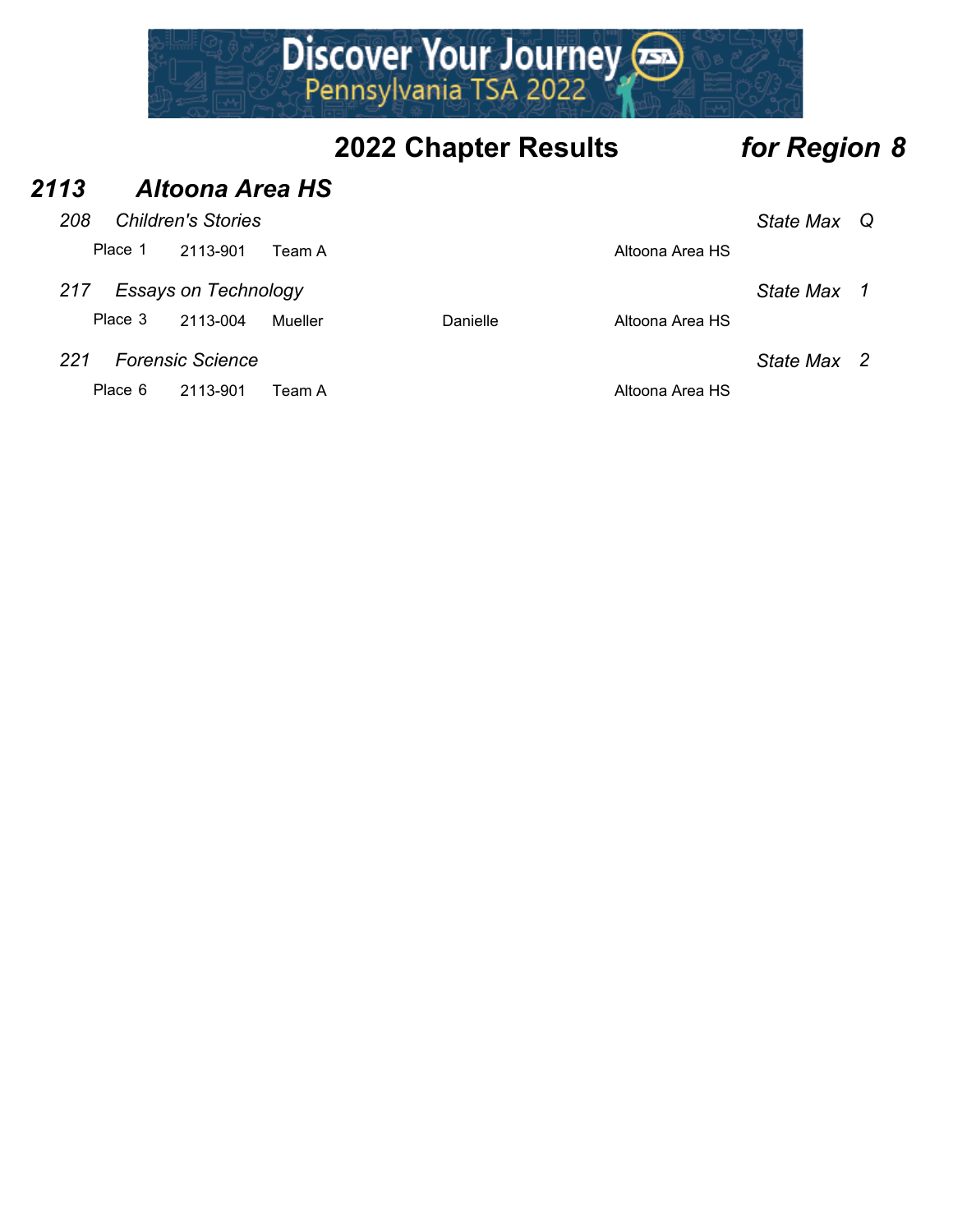## 2022 Chapter Results *for Region 8*

### *2113 Altoona Area HS*

*208 Children's Stories* — *State Max Q*

| Place | ID | Name | First Name | School |
|---|---|---|---|---|
| Place 1 | 2113-901 | Team A | | Altoona Area HS |

*217 Essays on Technology* — *State Max 1*

| Place | ID | Name | First Name | School |
|---|---|---|---|---|
| Place 3 | 2113-004 | Mueller | Danielle | Altoona Area HS |

*221 Forensic Science* — *State Max 2*

| Place | ID | Name | First Name | School |
|---|---|---|---|---|
| Place 6 | 2113-901 | Team A | | Altoona Area HS |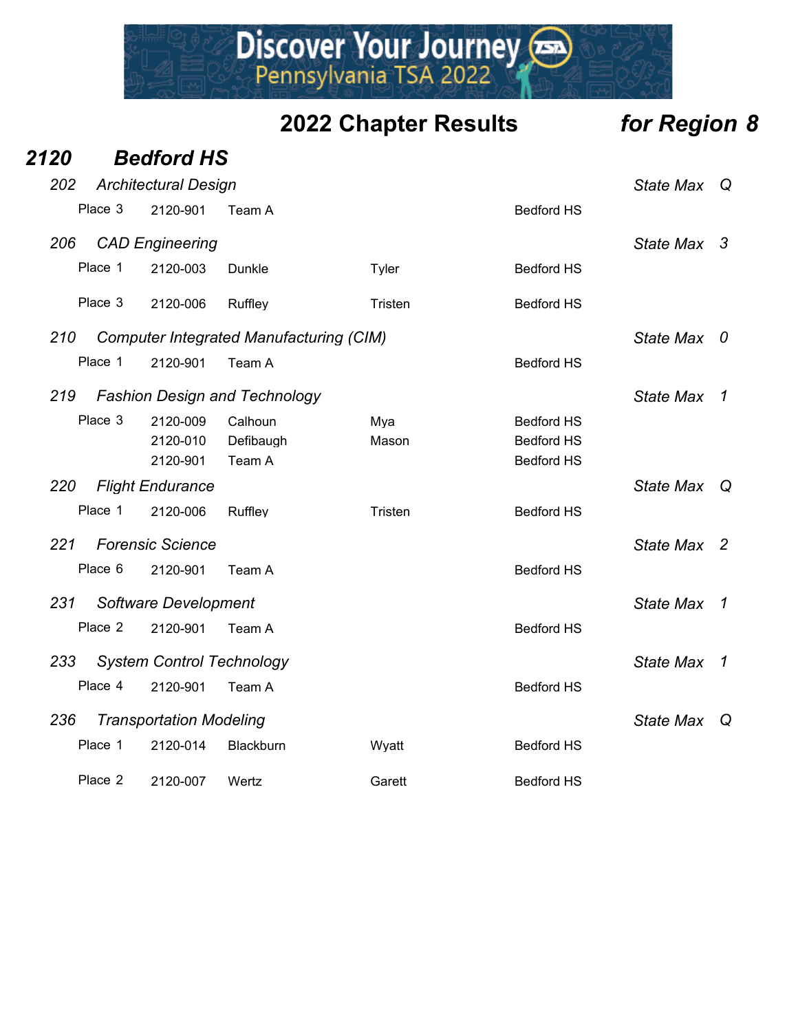# 2022 Chapter Results *for Region 8*

## *2120 Bedford HS*

### *202 Architectural Design* — *State Max Q*

| Place | ID | Last Name | First Name | School |
|---|---|---|---|---|
| Place 3 | 2120-901 | Team A | | Bedford HS |

### *206 CAD Engineering* — *State Max 3*

| Place | ID | Last Name | First Name | School |
|---|---|---|---|---|
| Place 1 | 2120-003 | Dunkle | Tyler | Bedford HS |
| Place 3 | 2120-006 | Ruffley | Tristen | Bedford HS |

### *210 Computer Integrated Manufacturing (CIM)* — *State Max 0*

| Place | ID | Last Name | First Name | School |
|---|---|---|---|---|
| Place 1 | 2120-901 | Team A | | Bedford HS |

### *219 Fashion Design and Technology* — *State Max 1*

| Place | ID | Last Name | First Name | School |
|---|---|---|---|---|
| Place 3 | 2120-009 | Calhoun | Mya | Bedford HS |
| | 2120-010 | Defibaugh | Mason | Bedford HS |
| | 2120-901 | Team A | | Bedford HS |

### *220 Flight Endurance* — *State Max Q*

| Place | ID | Last Name | First Name | School |
|---|---|---|---|---|
| Place 1 | 2120-006 | Ruffley | Tristen | Bedford HS |

### *221 Forensic Science* — *State Max 2*

| Place | ID | Last Name | First Name | School |
|---|---|---|---|---|
| Place 6 | 2120-901 | Team A | | Bedford HS |

### *231 Software Development* — *State Max 1*

| Place | ID | Last Name | First Name | School |
|---|---|---|---|---|
| Place 2 | 2120-901 | Team A | | Bedford HS |

### *233 System Control Technology* — *State Max 1*

| Place | ID | Last Name | First Name | School |
|---|---|---|---|---|
| Place 4 | 2120-901 | Team A | | Bedford HS |

### *236 Transportation Modeling* — *State Max Q*

| Place | ID | Last Name | First Name | School |
|---|---|---|---|---|
| Place 1 | 2120-014 | Blackburn | Wyatt | Bedford HS |
| Place 2 | 2120-007 | Wertz | Garett | Bedford HS |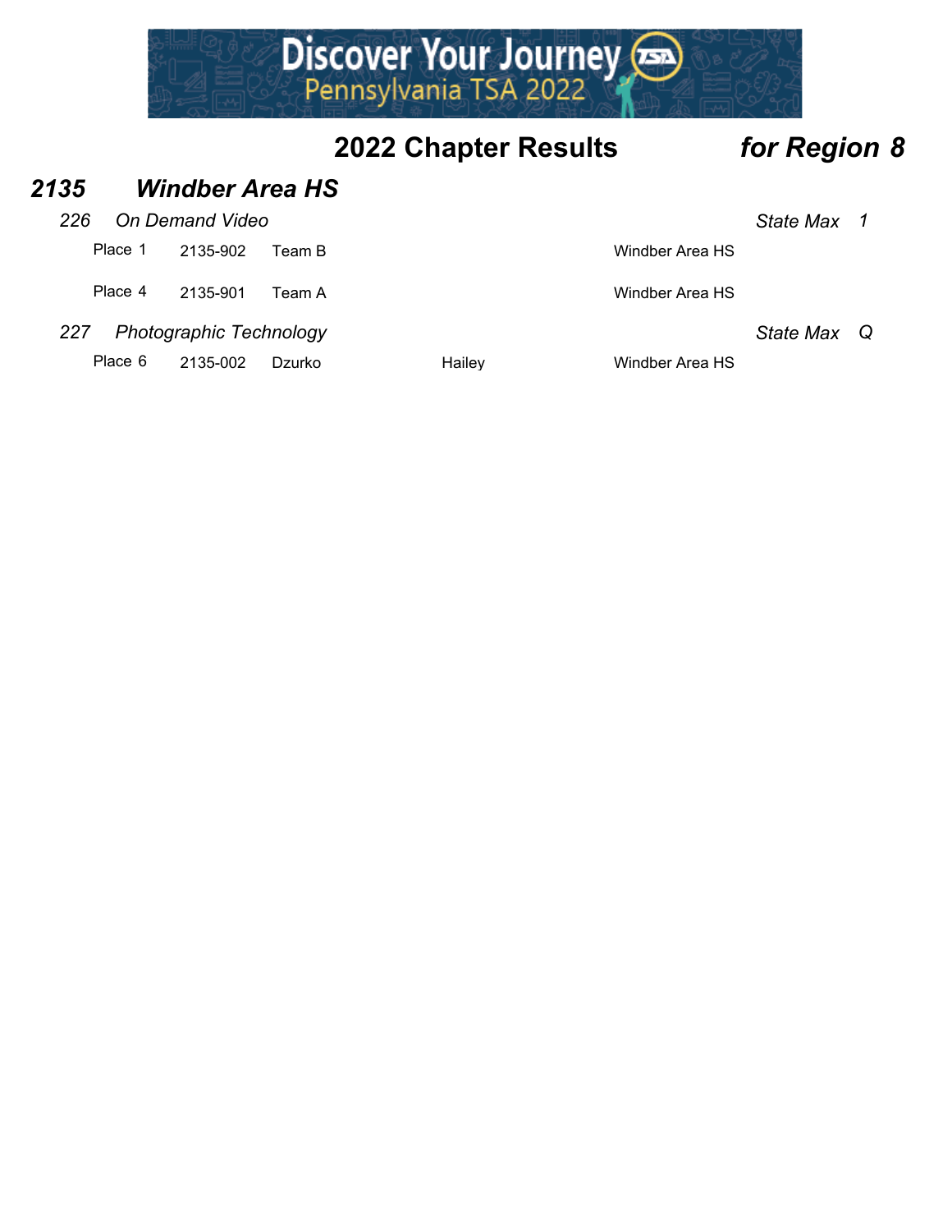# 2022 Chapter Results *for Region 8*

## *2135 Windber Area HS*

### *226 On Demand Video* — *State Max 1*

| Place | ID | Name | First Name | School |
|---|---|---|---|---|
| Place 1 | 2135-902 | Team B | | Windber Area HS |
| Place 4 | 2135-901 | Team A | | Windber Area HS |

### *227 Photographic Technology* — *State Max Q*

| Place | ID | Name | First Name | School |
|---|---|---|---|---|
| Place 6 | 2135-002 | Dzurko | Hailey | Windber Area HS |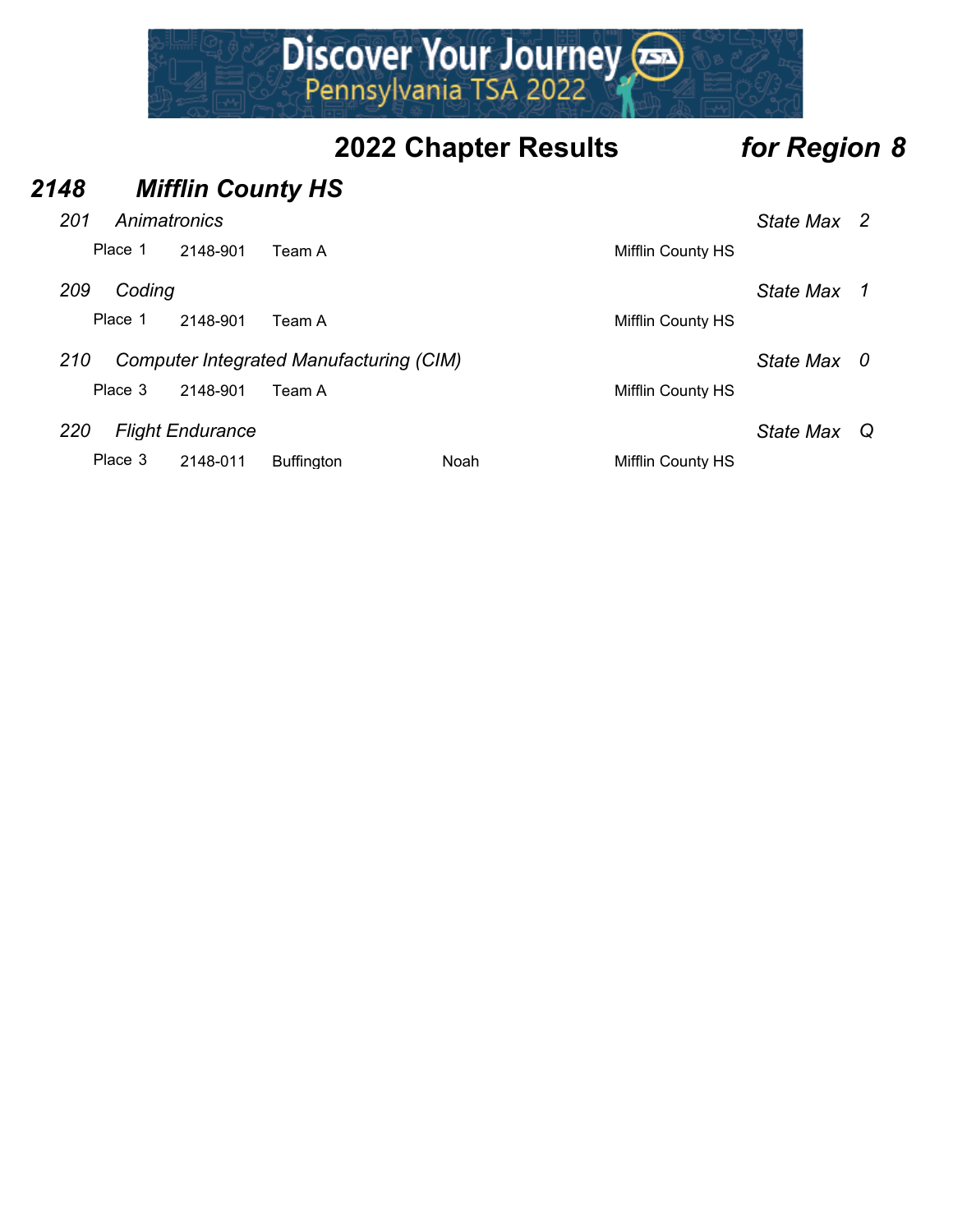## 2022 Chapter Results *for Region 8*

### *2148 Mifflin County HS*

*201 Animatronics* — *State Max 2*

| Place | ID | Name | | School |
|---|---|---|---|---|
| Place 1 | 2148-901 | Team A | | Mifflin County HS |

*209 Coding* — *State Max 1*

| Place | ID | Name | | School |
|---|---|---|---|---|
| Place 1 | 2148-901 | Team A | | Mifflin County HS |

*210 Computer Integrated Manufacturing (CIM)* — *State Max 0*

| Place | ID | Name | | School |
|---|---|---|---|---|
| Place 3 | 2148-901 | Team A | | Mifflin County HS |

*220 Flight Endurance* — *State Max Q*

| Place | ID | Name | | School |
|---|---|---|---|---|
| Place 3 | 2148-011 | Buffington | Noah | Mifflin County HS |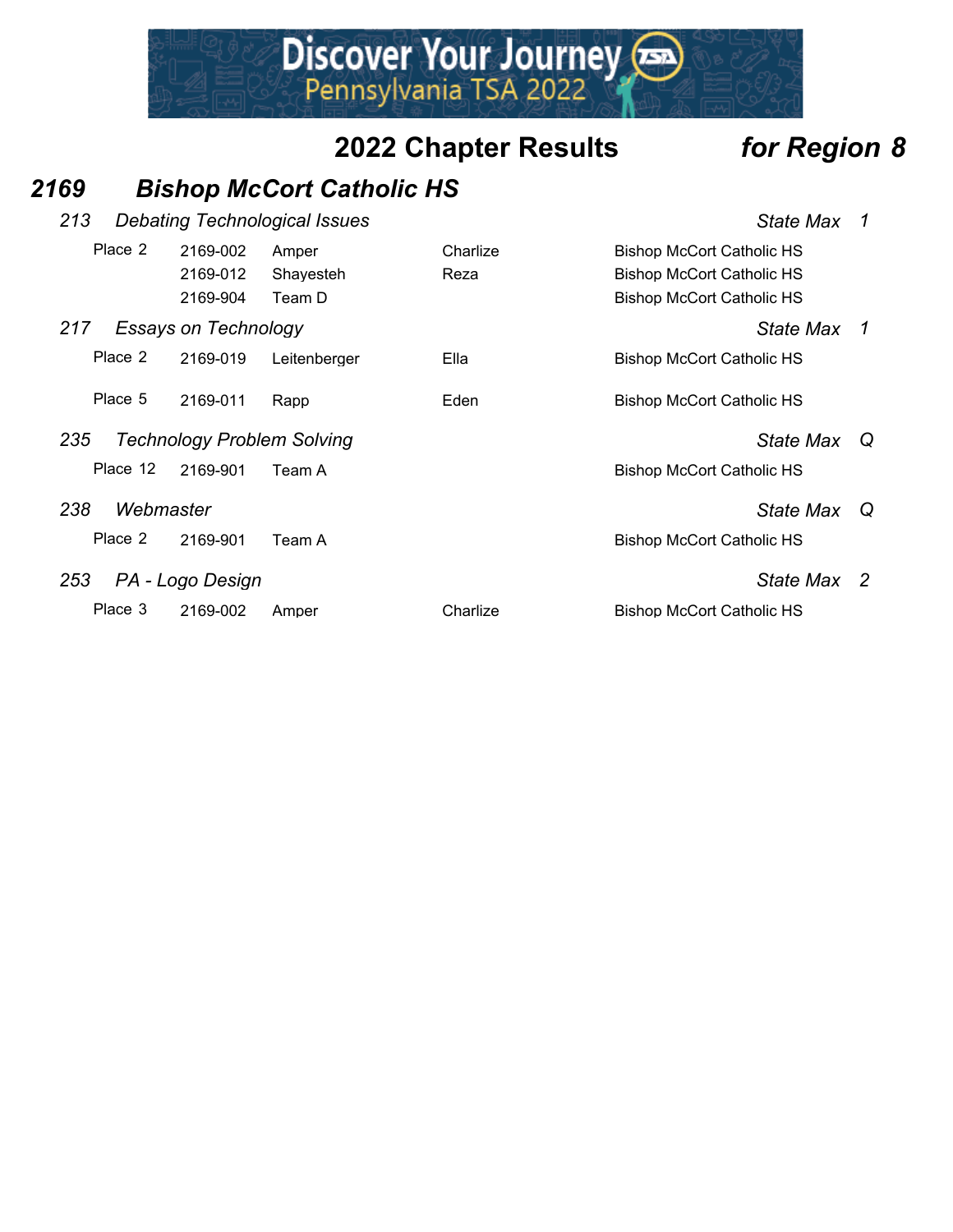## 2022 Chapter Results *for Region 8*

### *2169 Bishop McCort Catholic HS*

*213 Debating Technological Issues* — *State Max 1*

| Place | ID | Last Name | First Name | School |
|---|---|---|---|---|
| Place 2 | 2169-002 | Amper | Charlize | Bishop McCort Catholic HS |
| | 2169-012 | Shayesteh | Reza | Bishop McCort Catholic HS |
| | 2169-904 | Team D | | Bishop McCort Catholic HS |

*217 Essays on Technology* — *State Max 1*

| Place | ID | Last Name | First Name | School |
|---|---|---|---|---|
| Place 2 | 2169-019 | Leitenberger | Ella | Bishop McCort Catholic HS |
| Place 5 | 2169-011 | Rapp | Eden | Bishop McCort Catholic HS |

*235 Technology Problem Solving* — *State Max Q*

| Place | ID | Last Name | First Name | School |
|---|---|---|---|---|
| Place 12 | 2169-901 | Team A | | Bishop McCort Catholic HS |

*238 Webmaster* — *State Max Q*

| Place | ID | Last Name | First Name | School |
|---|---|---|---|---|
| Place 2 | 2169-901 | Team A | | Bishop McCort Catholic HS |

*253 PA - Logo Design* — *State Max 2*

| Place | ID | Last Name | First Name | School |
|---|---|---|---|---|
| Place 3 | 2169-002 | Amper | Charlize | Bishop McCort Catholic HS |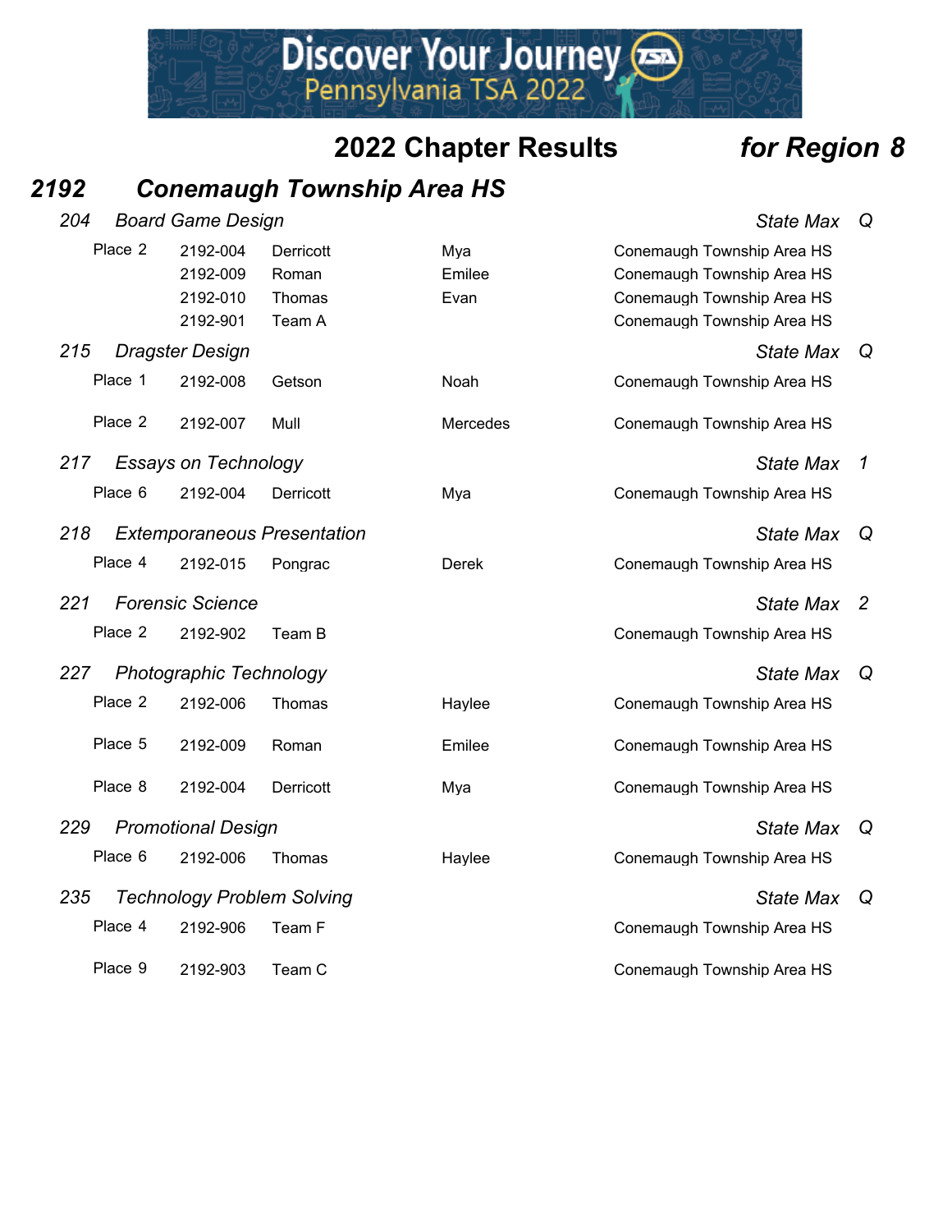## 2022 Chapter Results *for Region 8*

### *2192 Conemaugh Township Area HS*

#### *204 Board Game Design* — *State Max Q*

| Place | ID | Last Name | First Name | School |
|---|---|---|---|---|
| Place 2 | 2192-004 | Derricott | Mya | Conemaugh Township Area HS |
| | 2192-009 | Roman | Emilee | Conemaugh Township Area HS |
| | 2192-010 | Thomas | Evan | Conemaugh Township Area HS |
| | 2192-901 | Team A | | Conemaugh Township Area HS |

#### *215 Dragster Design* — *State Max Q*

| Place | ID | Last Name | First Name | School |
|---|---|---|---|---|
| Place 1 | 2192-008 | Getson | Noah | Conemaugh Township Area HS |
| Place 2 | 2192-007 | Mull | Mercedes | Conemaugh Township Area HS |

#### *217 Essays on Technology* — *State Max 1*

| Place | ID | Last Name | First Name | School |
|---|---|---|---|---|
| Place 6 | 2192-004 | Derricott | Mya | Conemaugh Township Area HS |

#### *218 Extemporaneous Presentation* — *State Max Q*

| Place | ID | Last Name | First Name | School |
|---|---|---|---|---|
| Place 4 | 2192-015 | Pongrac | Derek | Conemaugh Township Area HS |

#### *221 Forensic Science* — *State Max 2*

| Place | ID | Last Name | First Name | School |
|---|---|---|---|---|
| Place 2 | 2192-902 | Team B | | Conemaugh Township Area HS |

#### *227 Photographic Technology* — *State Max Q*

| Place | ID | Last Name | First Name | School |
|---|---|---|---|---|
| Place 2 | 2192-006 | Thomas | Haylee | Conemaugh Township Area HS |
| Place 5 | 2192-009 | Roman | Emilee | Conemaugh Township Area HS |
| Place 8 | 2192-004 | Derricott | Mya | Conemaugh Township Area HS |

#### *229 Promotional Design* — *State Max Q*

| Place | ID | Last Name | First Name | School |
|---|---|---|---|---|
| Place 6 | 2192-006 | Thomas | Haylee | Conemaugh Township Area HS |

#### *235 Technology Problem Solving* — *State Max Q*

| Place | ID | Last Name | First Name | School |
|---|---|---|---|---|
| Place 4 | 2192-906 | Team F | | Conemaugh Township Area HS |
| Place 9 | 2192-903 | Team C | | Conemaugh Township Area HS |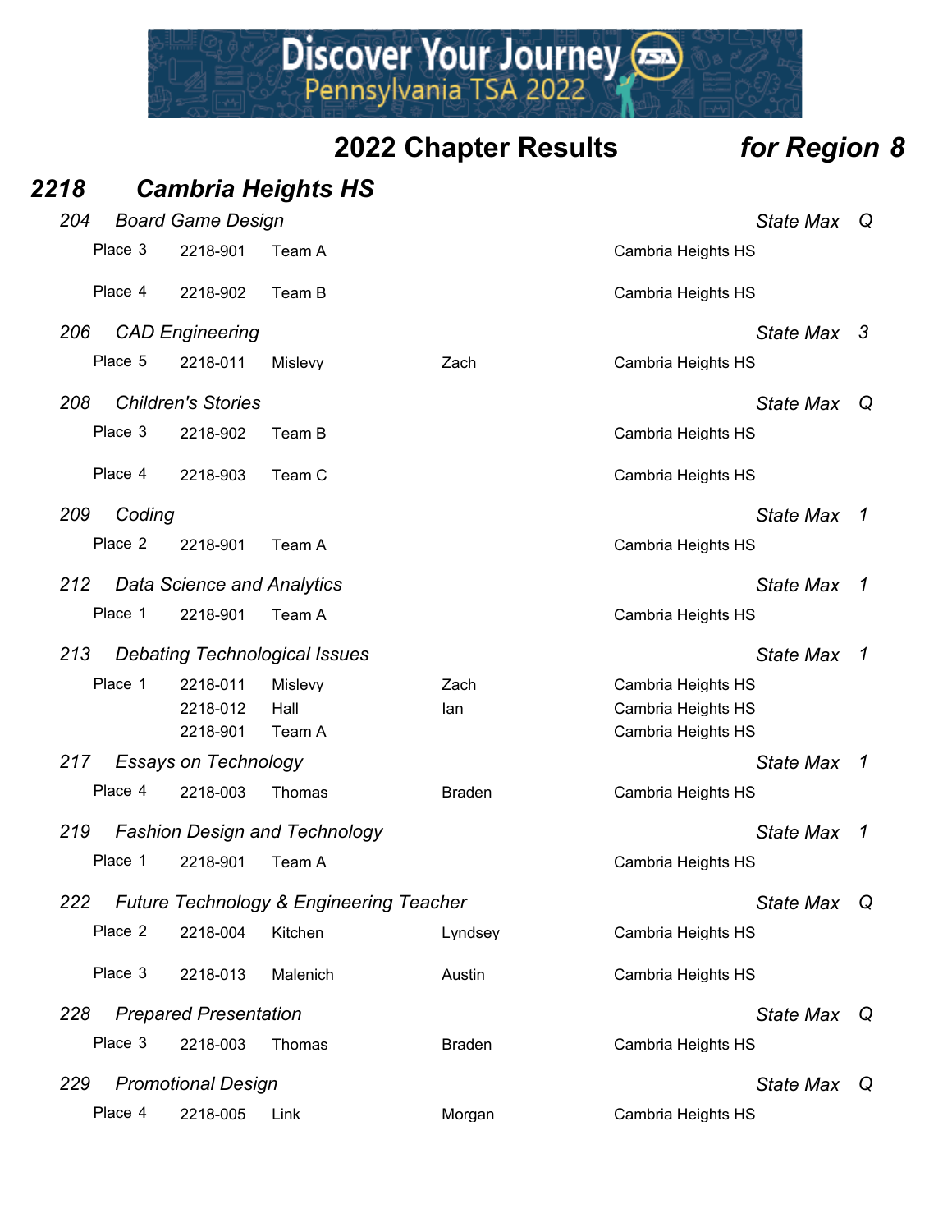Discover Your Journey
Pennsylvania TSA 2022

## 2022 Chapter Results *for Region 8*

## *2218 Cambria Heights HS*

### *204 Board Game Design* — *State Max Q*

| Place | ID | Name | First | School |
|---|---|---|---|---|
| Place 3 | 2218-901 | Team A | | Cambria Heights HS |
| Place 4 | 2218-902 | Team B | | Cambria Heights HS |

### *206 CAD Engineering* — *State Max 3*

| Place | ID | Name | First | School |
|---|---|---|---|---|
| Place 5 | 2218-011 | Mislevy | Zach | Cambria Heights HS |

### *208 Children's Stories* — *State Max Q*

| Place | ID | Name | First | School |
|---|---|---|---|---|
| Place 3 | 2218-902 | Team B | | Cambria Heights HS |
| Place 4 | 2218-903 | Team C | | Cambria Heights HS |

### *209 Coding* — *State Max 1*

| Place | ID | Name | First | School |
|---|---|---|---|---|
| Place 2 | 2218-901 | Team A | | Cambria Heights HS |

### *212 Data Science and Analytics* — *State Max 1*

| Place | ID | Name | First | School |
|---|---|---|---|---|
| Place 1 | 2218-901 | Team A | | Cambria Heights HS |

### *213 Debating Technological Issues* — *State Max 1*

| Place | ID | Name | First | School |
|---|---|---|---|---|
| Place 1 | 2218-011 | Mislevy | Zach | Cambria Heights HS |
| | 2218-012 | Hall | Ian | Cambria Heights HS |
| | 2218-901 | Team A | | Cambria Heights HS |

### *217 Essays on Technology* — *State Max 1*

| Place | ID | Name | First | School |
|---|---|---|---|---|
| Place 4 | 2218-003 | Thomas | Braden | Cambria Heights HS |

### *219 Fashion Design and Technology* — *State Max 1*

| Place | ID | Name | First | School |
|---|---|---|---|---|
| Place 1 | 2218-901 | Team A | | Cambria Heights HS |

### *222 Future Technology & Engineering Teacher* — *State Max Q*

| Place | ID | Name | First | School |
|---|---|---|---|---|
| Place 2 | 2218-004 | Kitchen | Lyndsey | Cambria Heights HS |
| Place 3 | 2218-013 | Malenich | Austin | Cambria Heights HS |

### *228 Prepared Presentation* — *State Max Q*

| Place | ID | Name | First | School |
|---|---|---|---|---|
| Place 3 | 2218-003 | Thomas | Braden | Cambria Heights HS |

### *229 Promotional Design* — *State Max Q*

| Place | ID | Name | First | School |
|---|---|---|---|---|
| Place 4 | 2218-005 | Link | Morgan | Cambria Heights HS |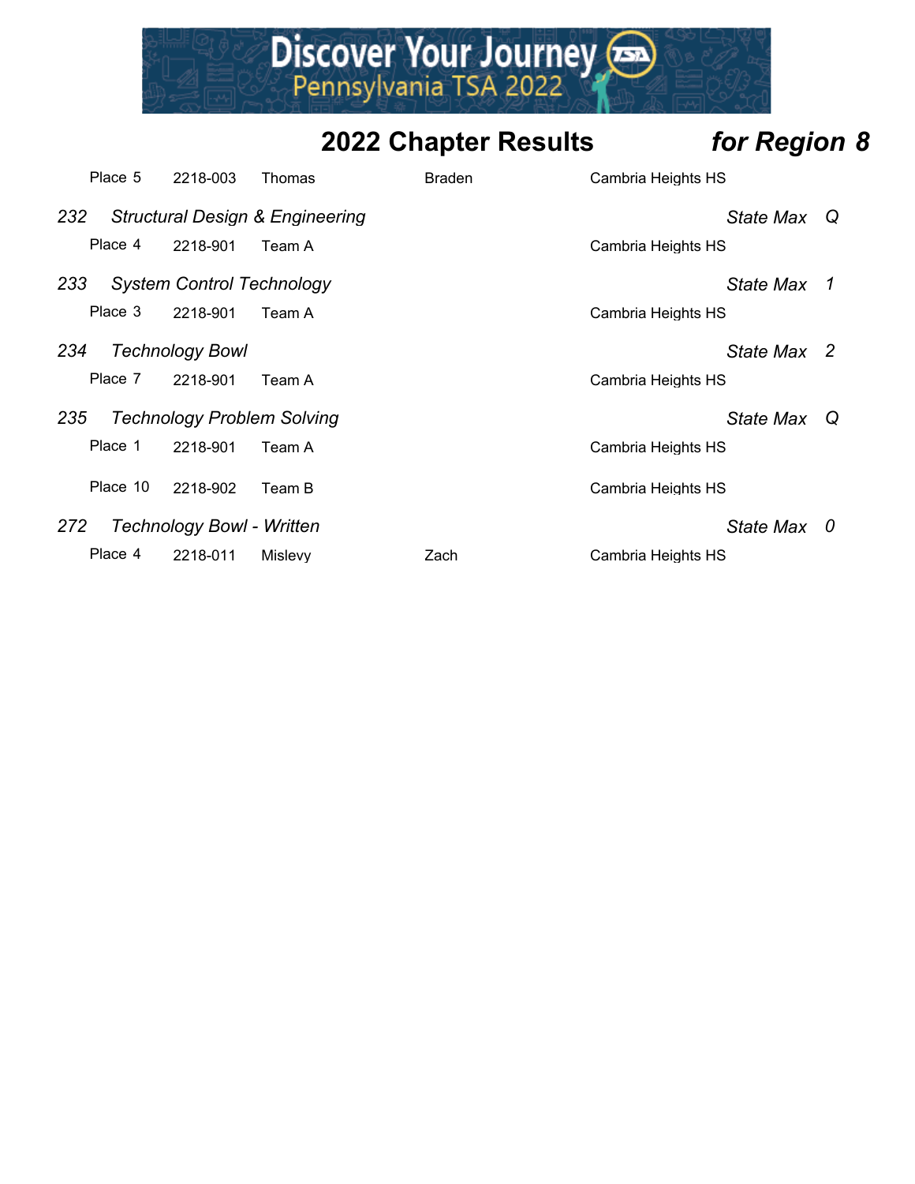## 2022 Chapter Results *for Region 8*

| Place | ID | Last Name | First Name | School |
|---|---|---|---|---|
| Place 5 | 2218-003 | Thomas | Braden | Cambria Heights HS |

*232 Structural Design & Engineering* — *State Max Q*

| Place | ID | Team | | School |
|---|---|---|---|---|
| Place 4 | 2218-901 | Team A | | Cambria Heights HS |

*233 System Control Technology* — *State Max 1*

| Place | ID | Team | | School |
|---|---|---|---|---|
| Place 3 | 2218-901 | Team A | | Cambria Heights HS |

*234 Technology Bowl* — *State Max 2*

| Place | ID | Team | | School |
|---|---|---|---|---|
| Place 7 | 2218-901 | Team A | | Cambria Heights HS |

*235 Technology Problem Solving* — *State Max Q*

| Place | ID | Team | | School |
|---|---|---|---|---|
| Place 1 | 2218-901 | Team A | | Cambria Heights HS |
| Place 10 | 2218-902 | Team B | | Cambria Heights HS |

*272 Technology Bowl - Written* — *State Max 0*

| Place | ID | Last Name | First Name | School |
|---|---|---|---|---|
| Place 4 | 2218-011 | Mislevy | Zach | Cambria Heights HS |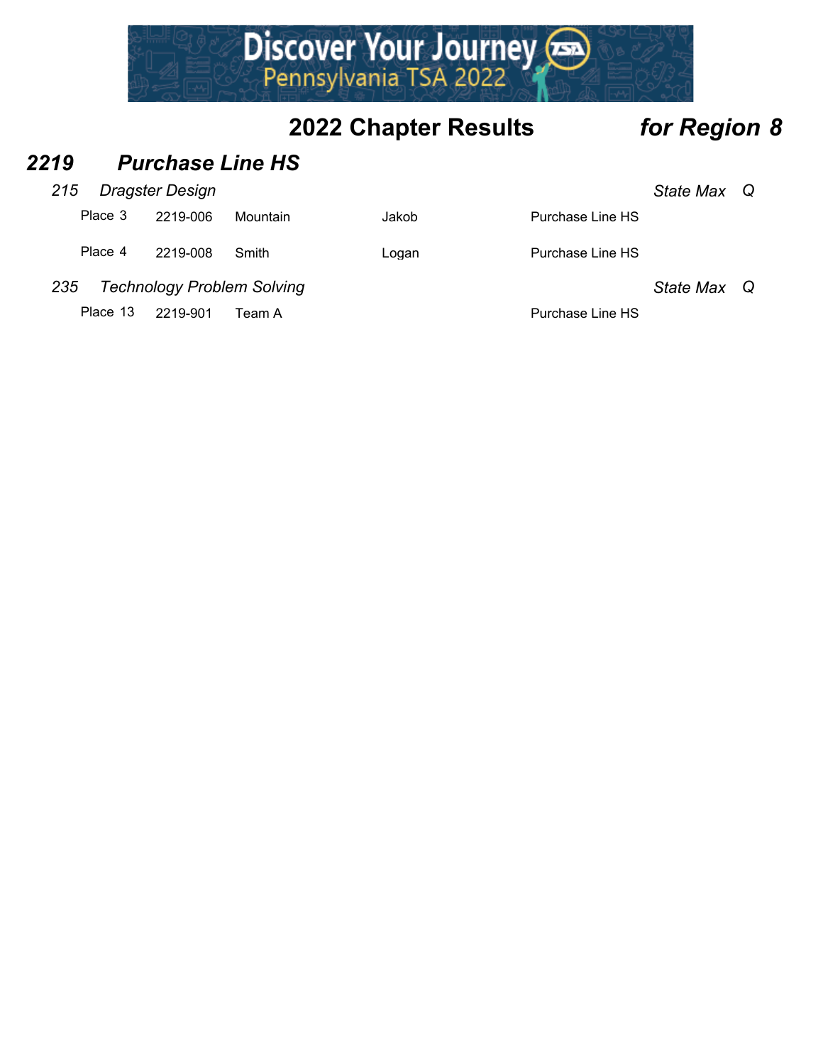# 2022 Chapter Results *for Region 8*

## *2219 Purchase Line HS*

### *215 Dragster Design* — *State Max Q*

| | | | | |
|---|---|---|---|---|
| Place 3 | 2219-006 | Mountain | Jakob | Purchase Line HS |
| Place 4 | 2219-008 | Smith | Logan | Purchase Line HS |

### *235 Technology Problem Solving* — *State Max Q*

| | | | | |
|---|---|---|---|---|
| Place 13 | 2219-901 | Team A | | Purchase Line HS |